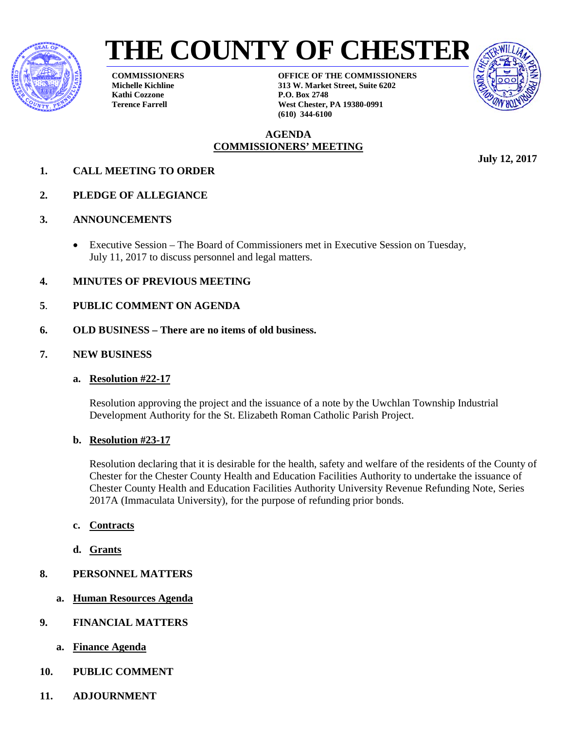# THE COUNTY OF CHESTER

**COMMISSIONERS**
**Michelle Kichline**
**Kathi Cozzone**
**Terence Farrell**

**OFFICE OF THE COMMISSIONERS**
**313 W. Market Street, Suite 6202**
**P.O. Box 2748**
**West Chester, PA 19380-0991**
**(610) 344-6100**

## AGENDA
## COMMISSIONERS' MEETING

**July 12, 2017**

1. **CALL MEETING TO ORDER**

2. **PLEDGE OF ALLEGIANCE**

3. **ANNOUNCEMENTS**

   - Executive Session – The Board of Commissioners met in Executive Session on Tuesday, July 11, 2017 to discuss personnel and legal matters.

4. **MINUTES OF PREVIOUS MEETING**

5. **PUBLIC COMMENT ON AGENDA**

6. **OLD BUSINESS – There are no items of old business.**

7. **NEW BUSINESS**

   a. **Resolution #22-17**

   Resolution approving the project and the issuance of a note by the Uwchlan Township Industrial Development Authority for the St. Elizabeth Roman Catholic Parish Project.

   b. **Resolution #23-17**

   Resolution declaring that it is desirable for the health, safety and welfare of the residents of the County of Chester for the Chester County Health and Education Facilities Authority to undertake the issuance of Chester County Health and Education Facilities Authority University Revenue Refunding Note, Series 2017A (Immaculata University), for the purpose of refunding prior bonds.

   c. **Contracts**

   d. **Grants**

8. **PERSONNEL MATTERS**

   a. **Human Resources Agenda**

9. **FINANCIAL MATTERS**

   a. **Finance Agenda**

10. **PUBLIC COMMENT**

11. **ADJOURNMENT**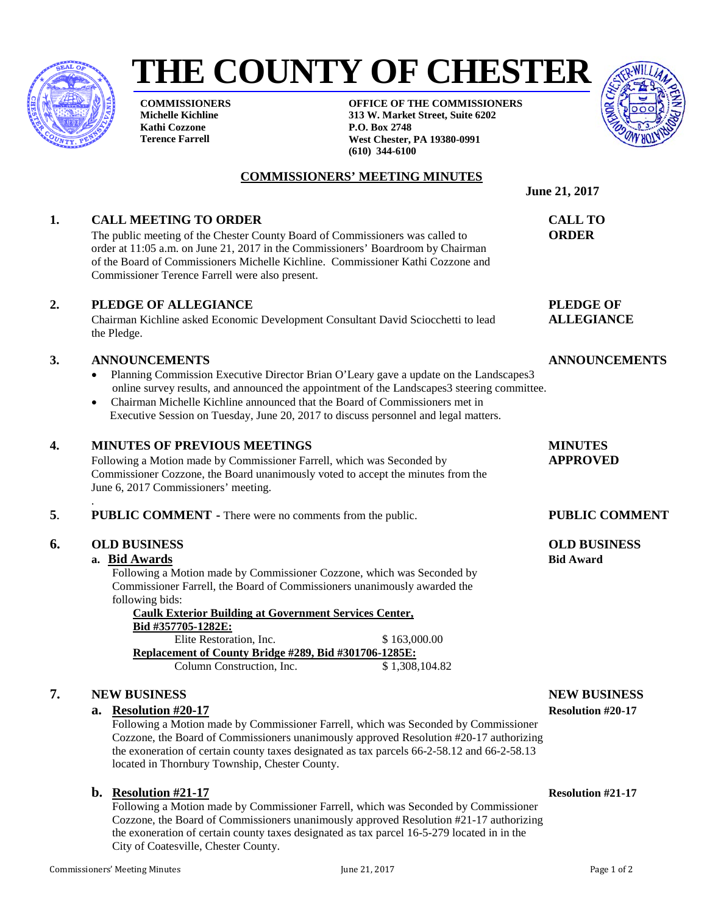# THE COUNTY OF CHESTER

**COMMISSIONERS**
**Michelle Kichline**
**Kathi Cozzone**
**Terence Farrell**

**OFFICE OF THE COMMISSIONERS**
**313 W. Market Street, Suite 6202**
**P.O. Box 2748**
**West Chester, PA 19380-0991**
**(610) 344-6100**

## COMMISSIONERS' MEETING MINUTES

**June 21, 2017**

### 1. CALL MEETING TO ORDER

**CALL TO ORDER**

The public meeting of the Chester County Board of Commissioners was called to order at 11:05 a.m. on June 21, 2017 in the Commissioners' Boardroom by Chairman of the Board of Commissioners Michelle Kichline. Commissioner Kathi Cozzone and Commissioner Terence Farrell were also present.

### 2. PLEDGE OF ALLEGIANCE

**PLEDGE OF ALLEGIANCE**

Chairman Kichline asked Economic Development Consultant David Sciocchetti to lead the Pledge.

### 3. ANNOUNCEMENTS

**ANNOUNCEMENTS**

- Planning Commission Executive Director Brian O'Leary gave a update on the Landscapes3 online survey results, and announced the appointment of the Landscapes3 steering committee.
- Chairman Michelle Kichline announced that the Board of Commissioners met in Executive Session on Tuesday, June 20, 2017 to discuss personnel and legal matters.

### 4. MINUTES OF PREVIOUS MEETINGS

**MINUTES APPROVED**

Following a Motion made by Commissioner Farrell, which was Seconded by Commissioner Cozzone, the Board unanimously voted to accept the minutes from the June 6, 2017 Commissioners' meeting.

### 5. PUBLIC COMMENT - There were no comments from the public.

**PUBLIC COMMENT**

### 6. OLD BUSINESS

**OLD BUSINESS**

**a. Bid Awards**

**Bid Award**

Following a Motion made by Commissioner Cozzone, which was Seconded by Commissioner Farrell, the Board of Commissioners unanimously awarded the following bids:

**Caulk Exterior Building at Government Services Center, Bid #357705-1282E:**

| | |
|---|---|
| Elite Restoration, Inc. | $ 163,000.00 |

**Replacement of County Bridge #289, Bid #301706-1285E:**

| | |
|---|---|
| Column Construction, Inc. | $ 1,308,104.82 |

### 7. NEW BUSINESS

**NEW BUSINESS**

**a. Resolution #20-17**

**Resolution #20-17**

Following a Motion made by Commissioner Farrell, which was Seconded by Commissioner Cozzone, the Board of Commissioners unanimously approved Resolution #20-17 authorizing the exoneration of certain county taxes designated as tax parcels 66-2-58.12 and 66-2-58.13 located in Thornbury Township, Chester County.

**b. Resolution #21-17**

**Resolution #21-17**

Following a Motion made by Commissioner Farrell, which was Seconded by Commissioner Cozzone, the Board of Commissioners unanimously approved Resolution #21-17 authorizing the exoneration of certain county taxes designated as tax parcel 16-5-279 located in in the City of Coatesville, Chester County.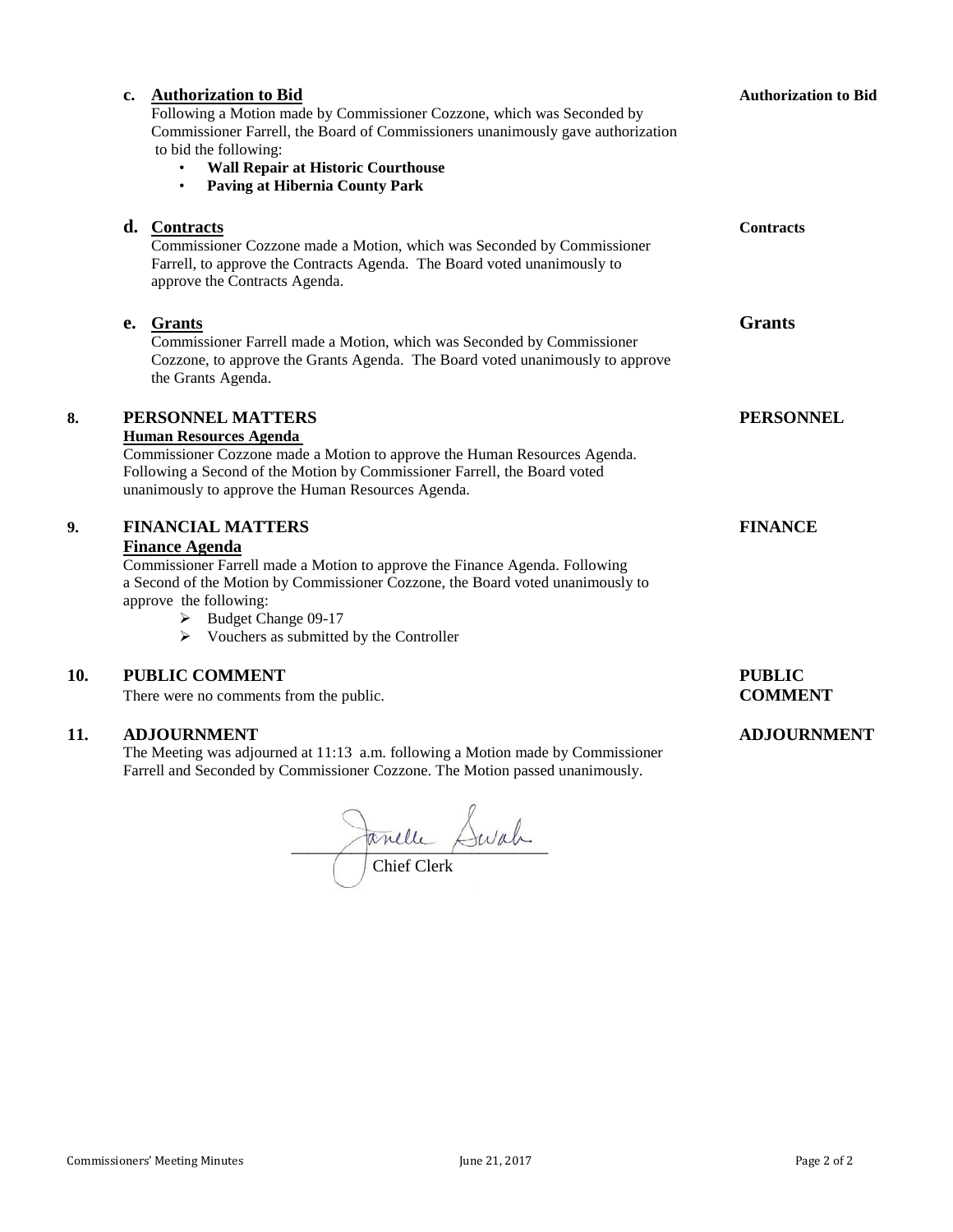**c. Authorization to Bid** — **Authorization to Bid**

Following a Motion made by Commissioner Cozzone, which was Seconded by Commissioner Farrell, the Board of Commissioners unanimously gave authorization to bid the following:

- **Wall Repair at Historic Courthouse**
- **Paving at Hibernia County Park**

**d. Contracts** — **Contracts**

Commissioner Cozzone made a Motion, which was Seconded by Commissioner Farrell, to approve the Contracts Agenda. The Board voted unanimously to approve the Contracts Agenda.

**e. Grants** — **Grants**

Commissioner Farrell made a Motion, which was Seconded by Commissioner Cozzone, to approve the Grants Agenda. The Board voted unanimously to approve the Grants Agenda.

## 8. PERSONNEL MATTERS — PERSONNEL

**Human Resources Agenda**

Commissioner Cozzone made a Motion to approve the Human Resources Agenda. Following a Second of the Motion by Commissioner Farrell, the Board voted unanimously to approve the Human Resources Agenda.

## 9. FINANCIAL MATTERS — FINANCE

**Finance Agenda**

Commissioner Farrell made a Motion to approve the Finance Agenda. Following a Second of the Motion by Commissioner Cozzone, the Board voted unanimously to approve the following:

- Budget Change 09-17
- Vouchers as submitted by the Controller

## 10. PUBLIC COMMENT — PUBLIC COMMENT

There were no comments from the public.

## 11. ADJOURNMENT — ADJOURNMENT

The Meeting was adjourned at 11:13 a.m. following a Motion made by Commissioner Farrell and Seconded by Commissioner Cozzone. The Motion passed unanimously.

Janelle Swab

Chief Clerk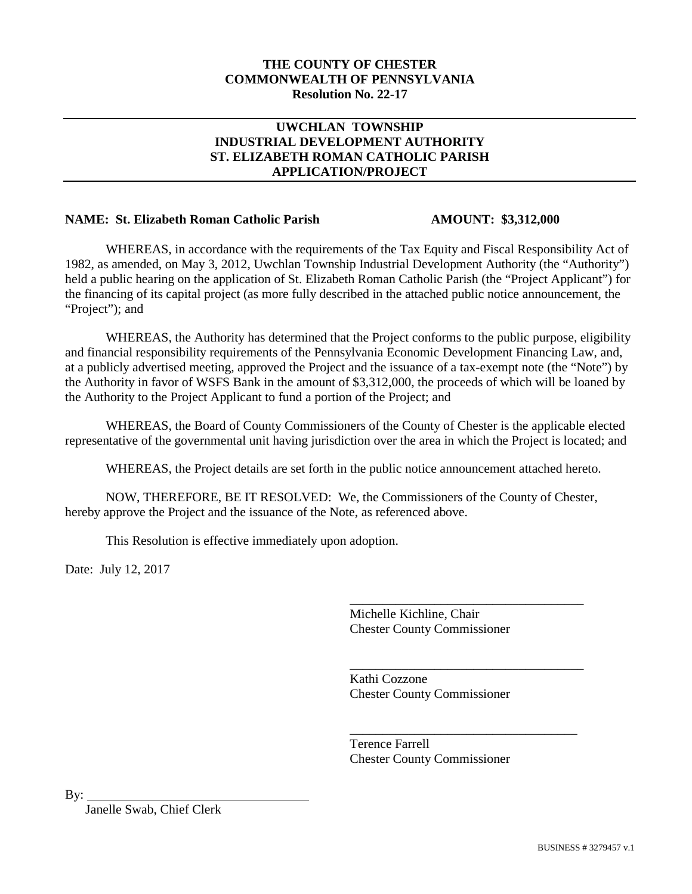**THE COUNTY OF CHESTER**
**COMMONWEALTH OF PENNSYLVANIA**
**Resolution No. 22-17**

---

**UWCHLAN TOWNSHIP**
**INDUSTRIAL DEVELOPMENT AUTHORITY**
**ST. ELIZABETH ROMAN CATHOLIC PARISH**
**APPLICATION/PROJECT**

---

**NAME: St. Elizabeth Roman Catholic Parish** **AMOUNT: $3,312,000**

WHEREAS, in accordance with the requirements of the Tax Equity and Fiscal Responsibility Act of 1982, as amended, on May 3, 2012, Uwchlan Township Industrial Development Authority (the "Authority") held a public hearing on the application of St. Elizabeth Roman Catholic Parish (the "Project Applicant") for the financing of its capital project (as more fully described in the attached public notice announcement, the "Project"); and

WHEREAS, the Authority has determined that the Project conforms to the public purpose, eligibility and financial responsibility requirements of the Pennsylvania Economic Development Financing Law, and, at a publicly advertised meeting, approved the Project and the issuance of a tax-exempt note (the "Note") by the Authority in favor of WSFS Bank in the amount of $3,312,000, the proceeds of which will be loaned by the Authority to the Project Applicant to fund a portion of the Project; and

WHEREAS, the Board of County Commissioners of the County of Chester is the applicable elected representative of the governmental unit having jurisdiction over the area in which the Project is located; and

WHEREAS, the Project details are set forth in the public notice announcement attached hereto.

NOW, THEREFORE, BE IT RESOLVED: We, the Commissioners of the County of Chester, hereby approve the Project and the issuance of the Note, as referenced above.

This Resolution is effective immediately upon adoption.

Date: July 12, 2017

\_\_\_\_\_\_\_\_\_\_\_\_\_\_\_\_\_\_\_\_\_\_\_\_\_\_\_\_\_\_\_\_\_\_\_\_
Michelle Kichline, Chair
Chester County Commissioner

\_\_\_\_\_\_\_\_\_\_\_\_\_\_\_\_\_\_\_\_\_\_\_\_\_\_\_\_\_\_\_\_\_\_\_\_
Kathi Cozzone
Chester County Commissioner

\_\_\_\_\_\_\_\_\_\_\_\_\_\_\_\_\_\_\_\_\_\_\_\_\_\_\_\_\_\_\_\_\_\_\_\_
Terence Farrell
Chester County Commissioner

By: \_\_\_\_\_\_\_\_\_\_\_\_\_\_\_\_\_\_\_\_\_\_\_\_\_\_\_\_\_\_\_\_\_\_
Janelle Swab, Chief Clerk

BUSINESS # 3279457 v.1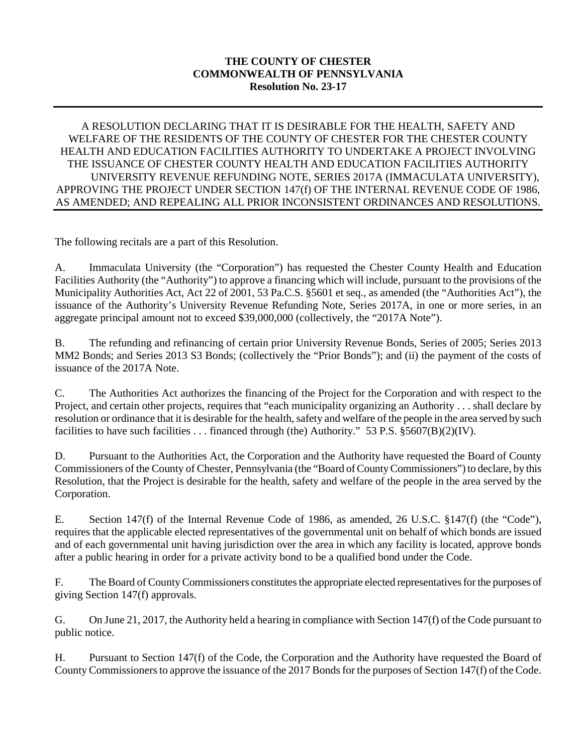**THE COUNTY OF CHESTER**
**COMMONWEALTH OF PENNSYLVANIA**
**Resolution No. 23-17**

---

A RESOLUTION DECLARING THAT IT IS DESIRABLE FOR THE HEALTH, SAFETY AND WELFARE OF THE RESIDENTS OF THE COUNTY OF CHESTER FOR THE CHESTER COUNTY HEALTH AND EDUCATION FACILITIES AUTHORITY TO UNDERTAKE A PROJECT INVOLVING THE ISSUANCE OF CHESTER COUNTY HEALTH AND EDUCATION FACILITIES AUTHORITY UNIVERSITY REVENUE REFUNDING NOTE, SERIES 2017A (IMMACULATA UNIVERSITY), APPROVING THE PROJECT UNDER SECTION 147(f) OF THE INTERNAL REVENUE CODE OF 1986, AS AMENDED; AND REPEALING ALL PRIOR INCONSISTENT ORDINANCES AND RESOLUTIONS.

---

The following recitals are a part of this Resolution.

A. Immaculata University (the "Corporation") has requested the Chester County Health and Education Facilities Authority (the "Authority") to approve a financing which will include, pursuant to the provisions of the Municipality Authorities Act, Act 22 of 2001, 53 Pa.C.S. §5601 et seq., as amended (the "Authorities Act"), the issuance of the Authority's University Revenue Refunding Note, Series 2017A, in one or more series, in an aggregate principal amount not to exceed $39,000,000 (collectively, the "2017A Note").

B. The refunding and refinancing of certain prior University Revenue Bonds, Series of 2005; Series 2013 MM2 Bonds; and Series 2013 S3 Bonds; (collectively the "Prior Bonds"); and (ii) the payment of the costs of issuance of the 2017A Note.

C. The Authorities Act authorizes the financing of the Project for the Corporation and with respect to the Project, and certain other projects, requires that "each municipality organizing an Authority . . . shall declare by resolution or ordinance that it is desirable for the health, safety and welfare of the people in the area served by such facilities to have such facilities . . . financed through (the) Authority." 53 P.S. §5607(B)(2)(IV).

D. Pursuant to the Authorities Act, the Corporation and the Authority have requested the Board of County Commissioners of the County of Chester, Pennsylvania (the "Board of County Commissioners") to declare, by this Resolution, that the Project is desirable for the health, safety and welfare of the people in the area served by the Corporation.

E. Section 147(f) of the Internal Revenue Code of 1986, as amended, 26 U.S.C. §147(f) (the "Code"), requires that the applicable elected representatives of the governmental unit on behalf of which bonds are issued and of each governmental unit having jurisdiction over the area in which any facility is located, approve bonds after a public hearing in order for a private activity bond to be a qualified bond under the Code.

F. The Board of County Commissioners constitutes the appropriate elected representatives for the purposes of giving Section 147(f) approvals.

G. On June 21, 2017, the Authority held a hearing in compliance with Section 147(f) of the Code pursuant to public notice.

H. Pursuant to Section 147(f) of the Code, the Corporation and the Authority have requested the Board of County Commissioners to approve the issuance of the 2017 Bonds for the purposes of Section 147(f) of the Code.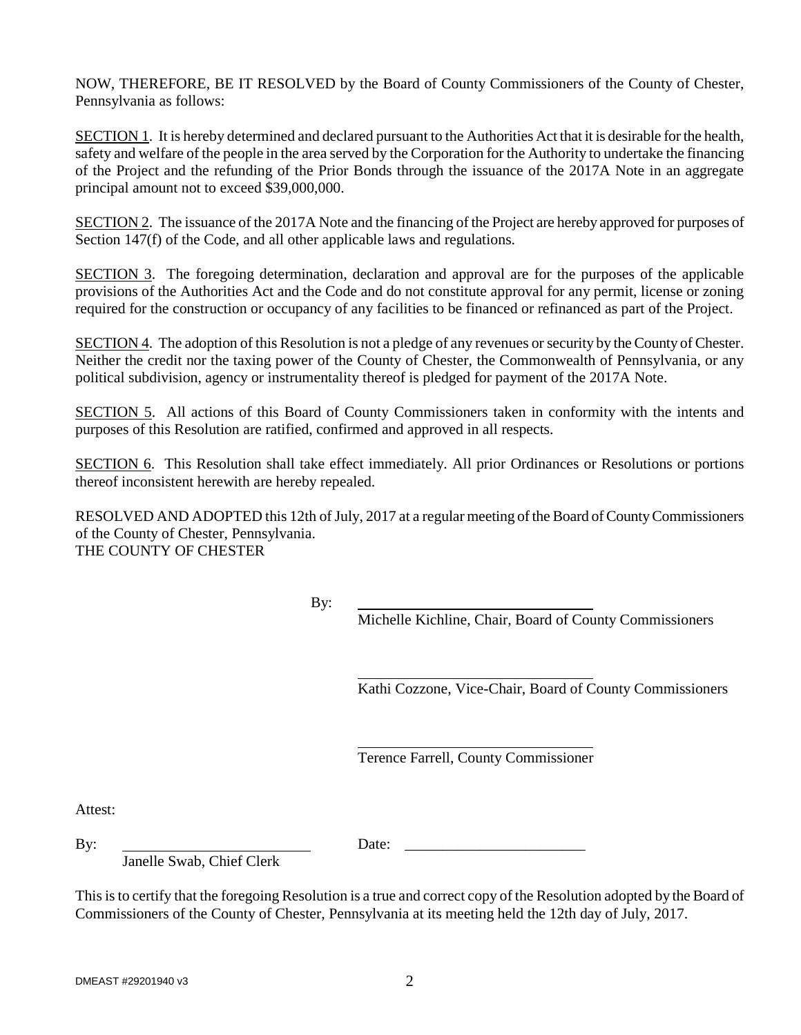NOW, THEREFORE, BE IT RESOLVED by the Board of County Commissioners of the County of Chester, Pennsylvania as follows:

SECTION 1. It is hereby determined and declared pursuant to the Authorities Act that it is desirable for the health, safety and welfare of the people in the area served by the Corporation for the Authority to undertake the financing of the Project and the refunding of the Prior Bonds through the issuance of the 2017A Note in an aggregate principal amount not to exceed $39,000,000.

SECTION 2. The issuance of the 2017A Note and the financing of the Project are hereby approved for purposes of Section 147(f) of the Code, and all other applicable laws and regulations.

SECTION 3. The foregoing determination, declaration and approval are for the purposes of the applicable provisions of the Authorities Act and the Code and do not constitute approval for any permit, license or zoning required for the construction or occupancy of any facilities to be financed or refinanced as part of the Project.

SECTION 4. The adoption of this Resolution is not a pledge of any revenues or security by the County of Chester. Neither the credit nor the taxing power of the County of Chester, the Commonwealth of Pennsylvania, or any political subdivision, agency or instrumentality thereof is pledged for payment of the 2017A Note.

SECTION 5. All actions of this Board of County Commissioners taken in conformity with the intents and purposes of this Resolution are ratified, confirmed and approved in all respects.

SECTION 6. This Resolution shall take effect immediately. All prior Ordinances or Resolutions or portions thereof inconsistent herewith are hereby repealed.

RESOLVED AND ADOPTED this 12th of July, 2017 at a regular meeting of the Board of County Commissioners of the County of Chester, Pennsylvania.
THE COUNTY OF CHESTER

By: ______________________________
Michelle Kichline, Chair, Board of County Commissioners

______________________________
Kathi Cozzone, Vice-Chair, Board of County Commissioners

______________________________
Terence Farrell, County Commissioner

Attest:

By: ______________________________ Date: ______________________
Janelle Swab, Chief Clerk

This is to certify that the foregoing Resolution is a true and correct copy of the Resolution adopted by the Board of Commissioners of the County of Chester, Pennsylvania at its meeting held the 12th day of July, 2017.

DMEAST #29201940 v3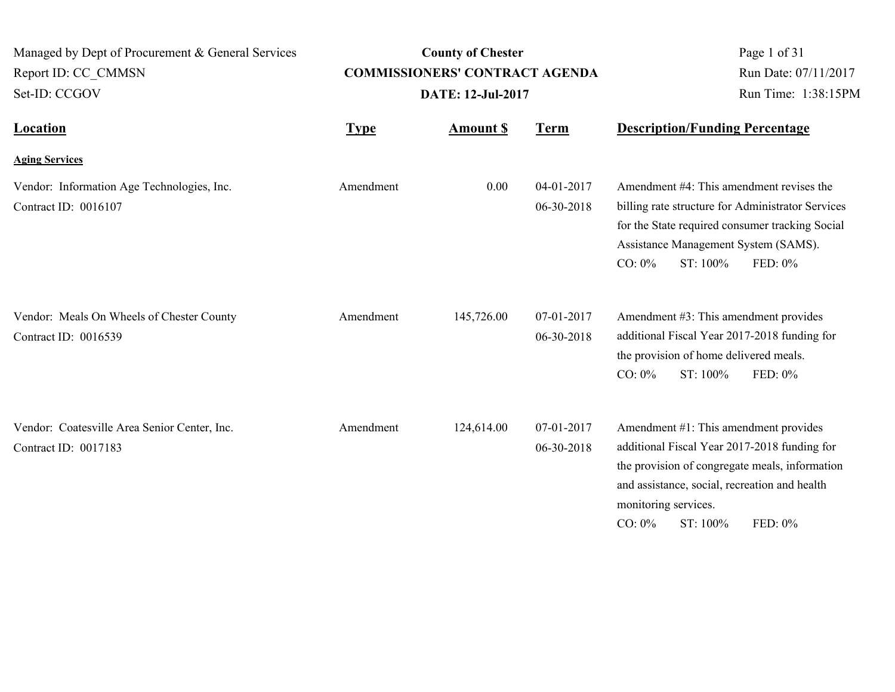Managed by Dept of Procurement & General Services
Report ID: CC_CMMSN
Set-ID: CCGOV

**County of Chester**
**COMMISSIONERS' CONTRACT AGENDA**
**DATE: 12-Jul-2017**

Run Date: 07/11/2017
Run Time: 1:38:15PM

| Location | Type | Amount $ | Term | Description/Funding Percentage |
|---|---|---|---|---|
| **Aging Services** | | | | |
| Vendor: Information Age Technologies, Inc.<br>Contract ID: 0016107 | Amendment | 0.00 | 04-01-2017<br>06-30-2018 | Amendment #4: This amendment revises the billing rate structure for Administrator Services for the State required consumer tracking Social Assistance Management System (SAMS).<br>CO: 0% ST: 100% FED: 0% |
| Vendor: Meals On Wheels of Chester County<br>Contract ID: 0016539 | Amendment | 145,726.00 | 07-01-2017<br>06-30-2018 | Amendment #3: This amendment provides additional Fiscal Year 2017-2018 funding for the provision of home delivered meals.<br>CO: 0% ST: 100% FED: 0% |
| Vendor: Coatesville Area Senior Center, Inc.<br>Contract ID: 0017183 | Amendment | 124,614.00 | 07-01-2017<br>06-30-2018 | Amendment #1: This amendment provides additional Fiscal Year 2017-2018 funding for the provision of congregate meals, information and assistance, social, recreation and health monitoring services.<br>CO: 0% ST: 100% FED: 0% |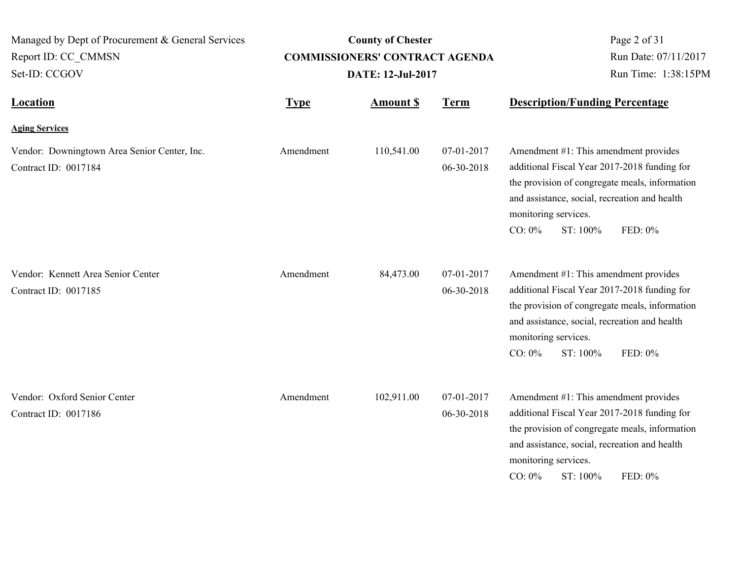| Location | Type | Amount $ | Term | Description/Funding Percentage |
|---|---|---|---|---|
| **Aging Services** | | | | |
| Vendor: Downingtown Area Senior Center, Inc.<br>Contract ID: 0017184 | Amendment | 110,541.00 | 07-01-2017<br>06-30-2018 | Amendment #1: This amendment provides additional Fiscal Year 2017-2018 funding for the provision of congregate meals, information and assistance, social, recreation and health monitoring services.<br>CO: 0% ST: 100% FED: 0% |
| Vendor: Kennett Area Senior Center<br>Contract ID: 0017185 | Amendment | 84,473.00 | 07-01-2017<br>06-30-2018 | Amendment #1: This amendment provides additional Fiscal Year 2017-2018 funding for the provision of congregate meals, information and assistance, social, recreation and health monitoring services.<br>CO: 0% ST: 100% FED: 0% |
| Vendor: Oxford Senior Center<br>Contract ID: 0017186 | Amendment | 102,911.00 | 07-01-2017<br>06-30-2018 | Amendment #1: This amendment provides additional Fiscal Year 2017-2018 funding for the provision of congregate meals, information and assistance, social, recreation and health monitoring services.<br>CO: 0% ST: 100% FED: 0% |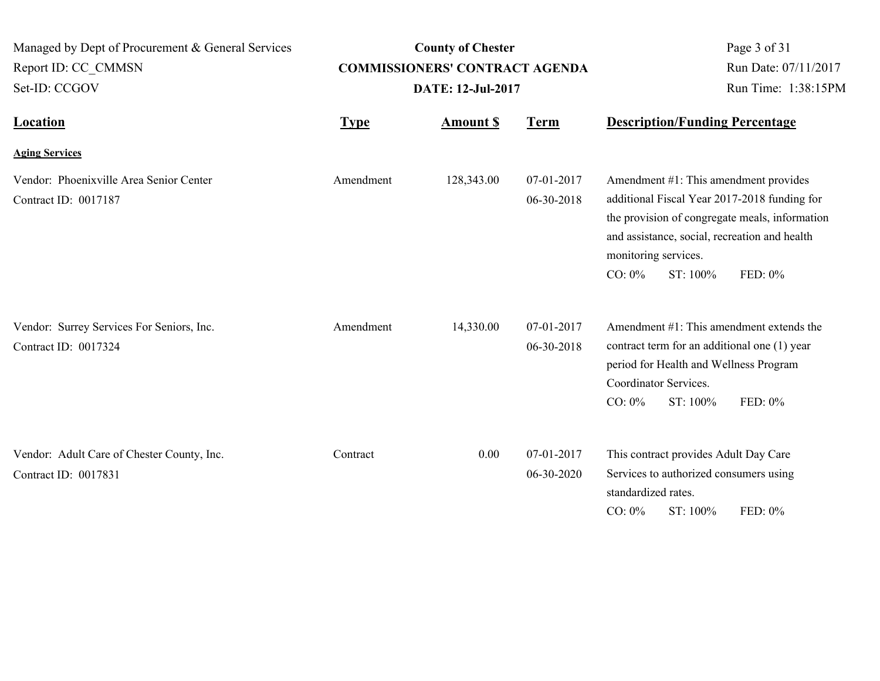| Location | Type | Amount $ | Term | Description/Funding Percentage |
|---|---|---|---|---|
| **Aging Services** | | | | |
| Vendor: Phoenixville Area Senior Center<br>Contract ID: 0017187 | Amendment | 128,343.00 | 07-01-2017<br>06-30-2018 | Amendment #1: This amendment provides additional Fiscal Year 2017-2018 funding for the provision of congregate meals, information and assistance, social, recreation and health monitoring services.<br>CO: 0% ST: 100% FED: 0% |
| Vendor: Surrey Services For Seniors, Inc.<br>Contract ID: 0017324 | Amendment | 14,330.00 | 07-01-2017<br>06-30-2018 | Amendment #1: This amendment extends the contract term for an additional one (1) year period for Health and Wellness Program Coordinator Services.<br>CO: 0% ST: 100% FED: 0% |
| Vendor: Adult Care of Chester County, Inc.<br>Contract ID: 0017831 | Contract | 0.00 | 07-01-2017<br>06-30-2020 | This contract provides Adult Day Care Services to authorized consumers using standardized rates.<br>CO: 0% ST: 100% FED: 0% |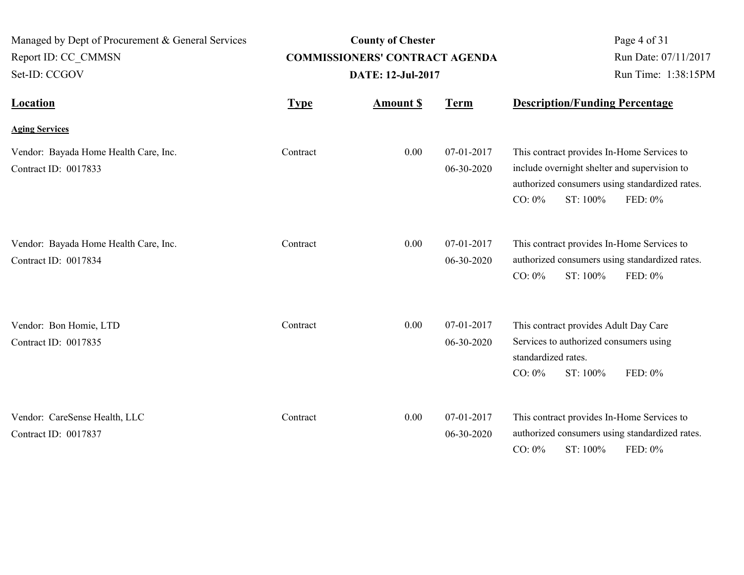| Location | Type | Amount $ | Term | Description/Funding Percentage |
|---|---|---|---|---|
| **Aging Services** | | | | |
| Vendor: Bayada Home Health Care, Inc.<br>Contract ID: 0017833 | Contract | 0.00 | 07-01-2017<br>06-30-2020 | This contract provides In-Home Services to include overnight shelter and supervision to authorized consumers using standardized rates.<br>CO: 0% ST: 100% FED: 0% |
| Vendor: Bayada Home Health Care, Inc.<br>Contract ID: 0017834 | Contract | 0.00 | 07-01-2017<br>06-30-2020 | This contract provides In-Home Services to authorized consumers using standardized rates.<br>CO: 0% ST: 100% FED: 0% |
| Vendor: Bon Homie, LTD<br>Contract ID: 0017835 | Contract | 0.00 | 07-01-2017<br>06-30-2020 | This contract provides Adult Day Care Services to authorized consumers using standardized rates.<br>CO: 0% ST: 100% FED: 0% |
| Vendor: CareSense Health, LLC<br>Contract ID: 0017837 | Contract | 0.00 | 07-01-2017<br>06-30-2020 | This contract provides In-Home Services to authorized consumers using standardized rates.<br>CO: 0% ST: 100% FED: 0% |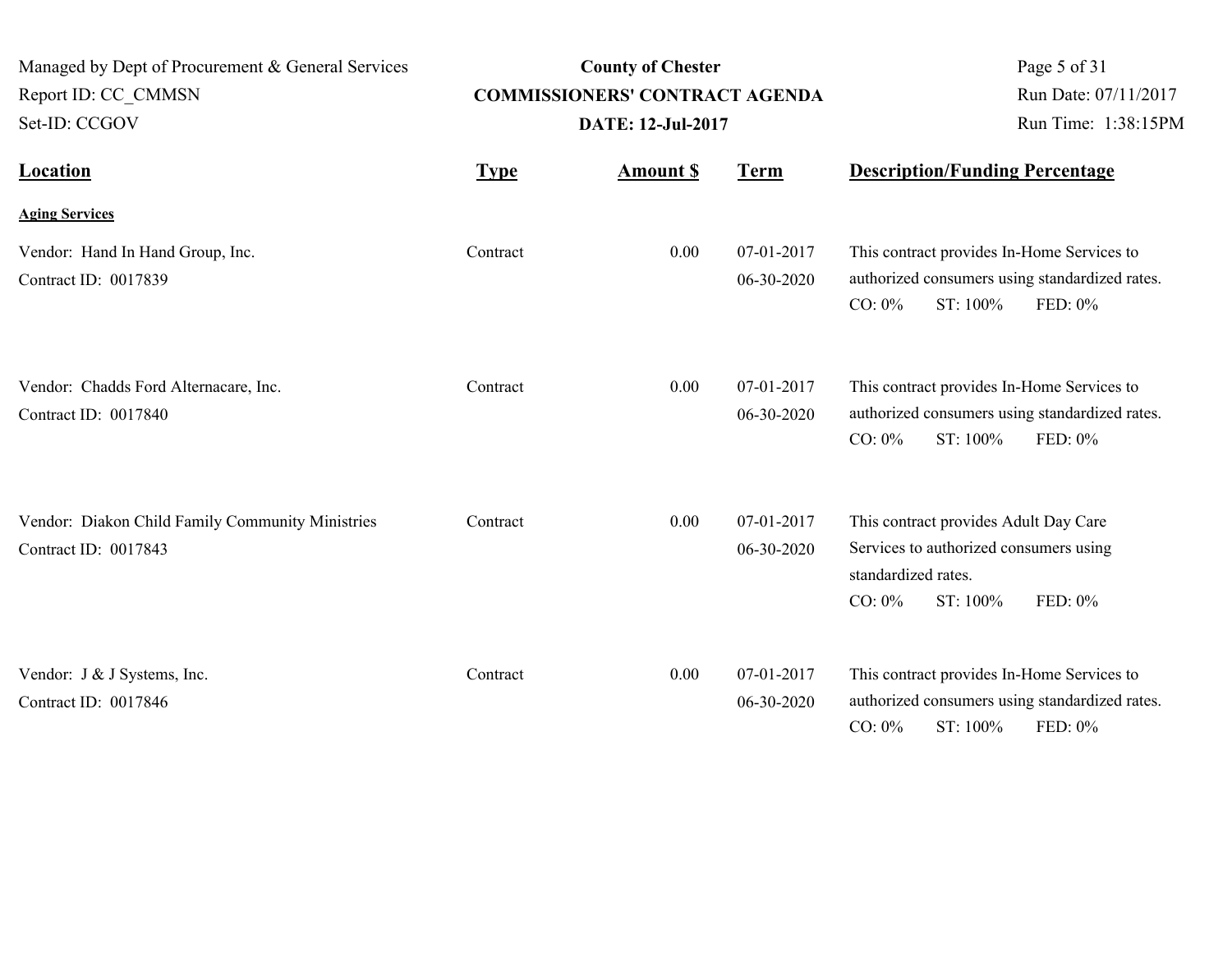| Location | Type | Amount $ | Term | Description/Funding Percentage |
|---|---|---|---|---|
| **Aging Services** | | | | |
| Vendor: Hand In Hand Group, Inc.<br>Contract ID: 0017839 | Contract | 0.00 | 07-01-2017<br>06-30-2020 | This contract provides In-Home Services to authorized consumers using standardized rates.<br>CO: 0% ST: 100% FED: 0% |
| Vendor: Chadds Ford Alternacare, Inc.<br>Contract ID: 0017840 | Contract | 0.00 | 07-01-2017<br>06-30-2020 | This contract provides In-Home Services to authorized consumers using standardized rates.<br>CO: 0% ST: 100% FED: 0% |
| Vendor: Diakon Child Family Community Ministries<br>Contract ID: 0017843 | Contract | 0.00 | 07-01-2017<br>06-30-2020 | This contract provides Adult Day Care Services to authorized consumers using standardized rates.<br>CO: 0% ST: 100% FED: 0% |
| Vendor: J & J Systems, Inc.<br>Contract ID: 0017846 | Contract | 0.00 | 07-01-2017<br>06-30-2020 | This contract provides In-Home Services to authorized consumers using standardized rates.<br>CO: 0% ST: 100% FED: 0% |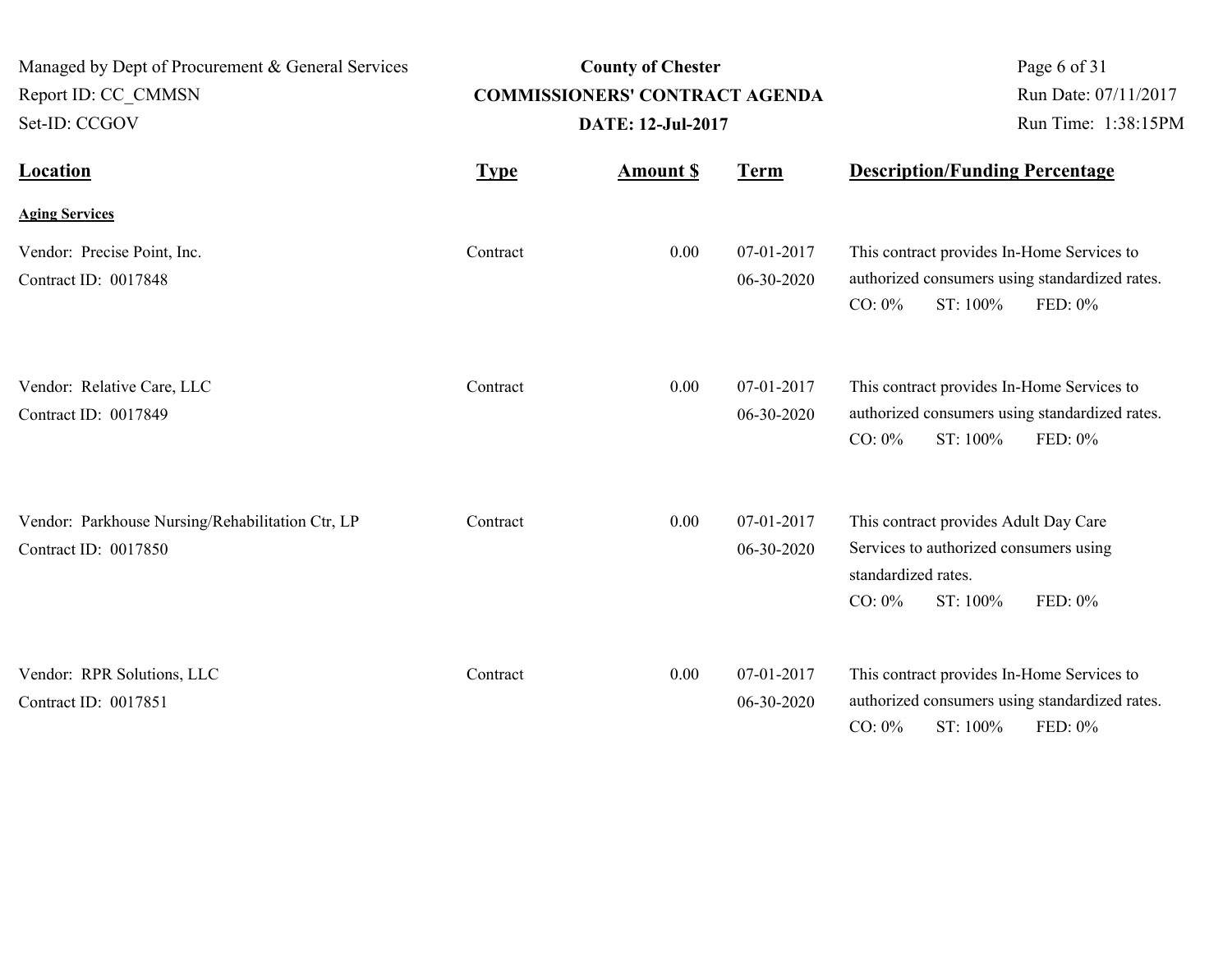| Location | Type | Amount $ | Term | Description/Funding Percentage |
|---|---|---|---|---|
| **Aging Services** | | | | |
| Vendor: Precise Point, Inc.<br>Contract ID: 0017848 | Contract | 0.00 | 07-01-2017<br>06-30-2020 | This contract provides In-Home Services to authorized consumers using standardized rates.<br>CO: 0% ST: 100% FED: 0% |
| Vendor: Relative Care, LLC<br>Contract ID: 0017849 | Contract | 0.00 | 07-01-2017<br>06-30-2020 | This contract provides In-Home Services to authorized consumers using standardized rates.<br>CO: 0% ST: 100% FED: 0% |
| Vendor: Parkhouse Nursing/Rehabilitation Ctr, LP<br>Contract ID: 0017850 | Contract | 0.00 | 07-01-2017<br>06-30-2020 | This contract provides Adult Day Care Services to authorized consumers using standardized rates.<br>CO: 0% ST: 100% FED: 0% |
| Vendor: RPR Solutions, LLC<br>Contract ID: 0017851 | Contract | 0.00 | 07-01-2017<br>06-30-2020 | This contract provides In-Home Services to authorized consumers using standardized rates.<br>CO: 0% ST: 100% FED: 0% |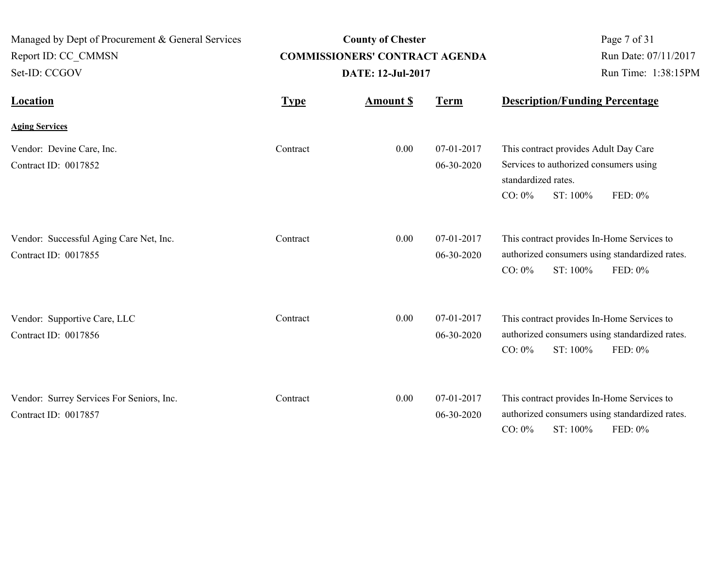| Location | Type | Amount $ | Term | Description/Funding Percentage |
|---|---|---|---|---|
| **Aging Services** | | | | |
| Vendor: Devine Care, Inc.<br>Contract ID: 0017852 | Contract | 0.00 | 07-01-2017<br>06-30-2020 | This contract provides Adult Day Care Services to authorized consumers using standardized rates.<br>CO: 0% ST: 100% FED: 0% |
| Vendor: Successful Aging Care Net, Inc.<br>Contract ID: 0017855 | Contract | 0.00 | 07-01-2017<br>06-30-2020 | This contract provides In-Home Services to authorized consumers using standardized rates.<br>CO: 0% ST: 100% FED: 0% |
| Vendor: Supportive Care, LLC<br>Contract ID: 0017856 | Contract | 0.00 | 07-01-2017<br>06-30-2020 | This contract provides In-Home Services to authorized consumers using standardized rates.<br>CO: 0% ST: 100% FED: 0% |
| Vendor: Surrey Services For Seniors, Inc.<br>Contract ID: 0017857 | Contract | 0.00 | 07-01-2017<br>06-30-2020 | This contract provides In-Home Services to authorized consumers using standardized rates.<br>CO: 0% ST: 100% FED: 0% |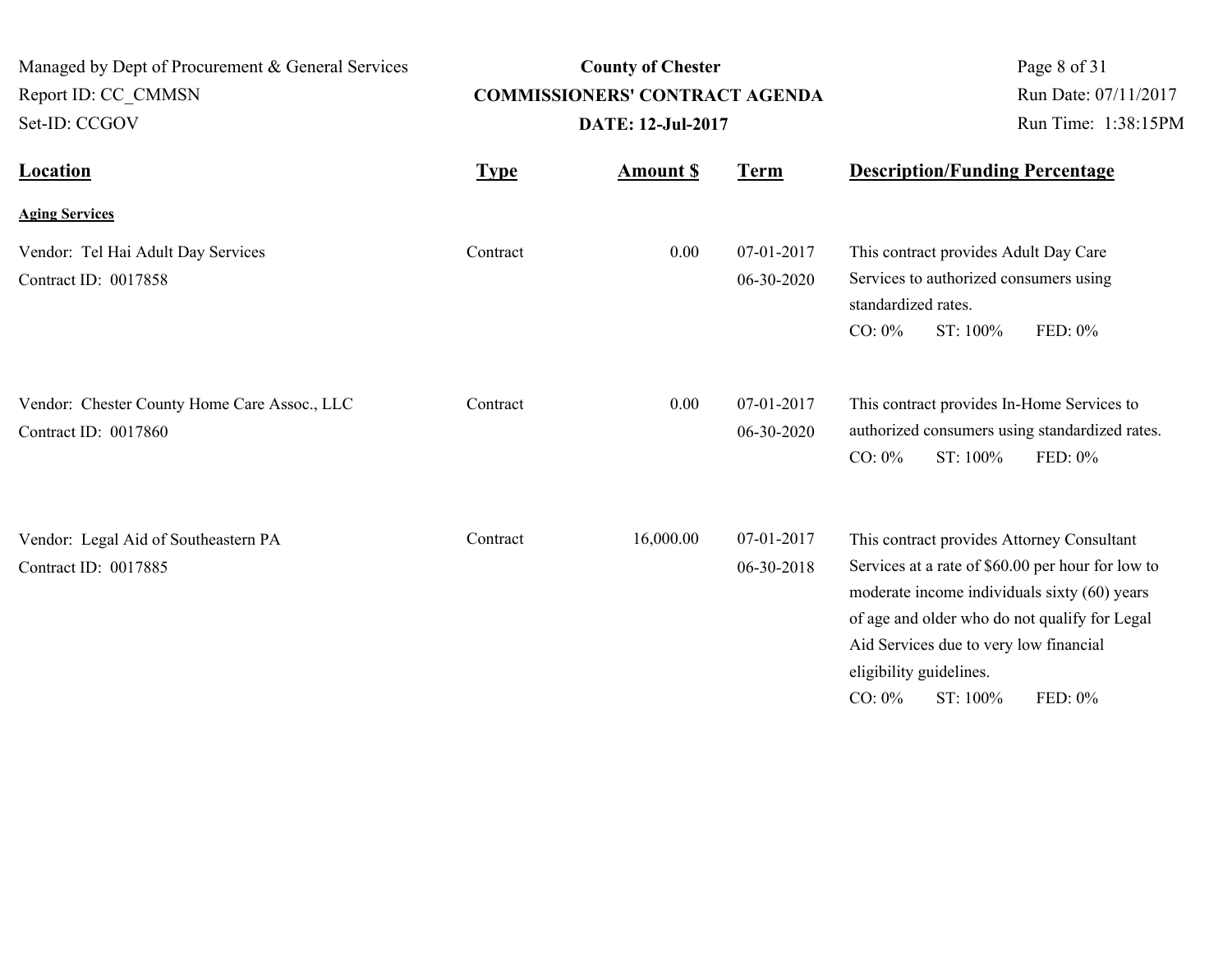**County of Chester**
**COMMISSIONERS' CONTRACT AGENDA**
**DATE: 12-Jul-2017**

Managed by Dept of Procurement & General Services
Report ID: CC_CMMSN
Set-ID: CCGOV

Run Date: 07/11/2017
Run Time: 1:38:15PM

| Location | Type | Amount $ | Term | Description/Funding Percentage |
|---|---|---|---|---|
| **Aging Services** | | | | |
| Vendor: Tel Hai Adult Day Services<br>Contract ID: 0017858 | Contract | 0.00 | 07-01-2017<br>06-30-2020 | This contract provides Adult Day Care Services to authorized consumers using standardized rates.<br>CO: 0% ST: 100% FED: 0% |
| Vendor: Chester County Home Care Assoc., LLC<br>Contract ID: 0017860 | Contract | 0.00 | 07-01-2017<br>06-30-2020 | This contract provides In-Home Services to authorized consumers using standardized rates.<br>CO: 0% ST: 100% FED: 0% |
| Vendor: Legal Aid of Southeastern PA<br>Contract ID: 0017885 | Contract | 16,000.00 | 07-01-2017<br>06-30-2018 | This contract provides Attorney Consultant Services at a rate of $60.00 per hour for low to moderate income individuals sixty (60) years of age and older who do not qualify for Legal Aid Services due to very low financial eligibility guidelines.<br>CO: 0% ST: 100% FED: 0% |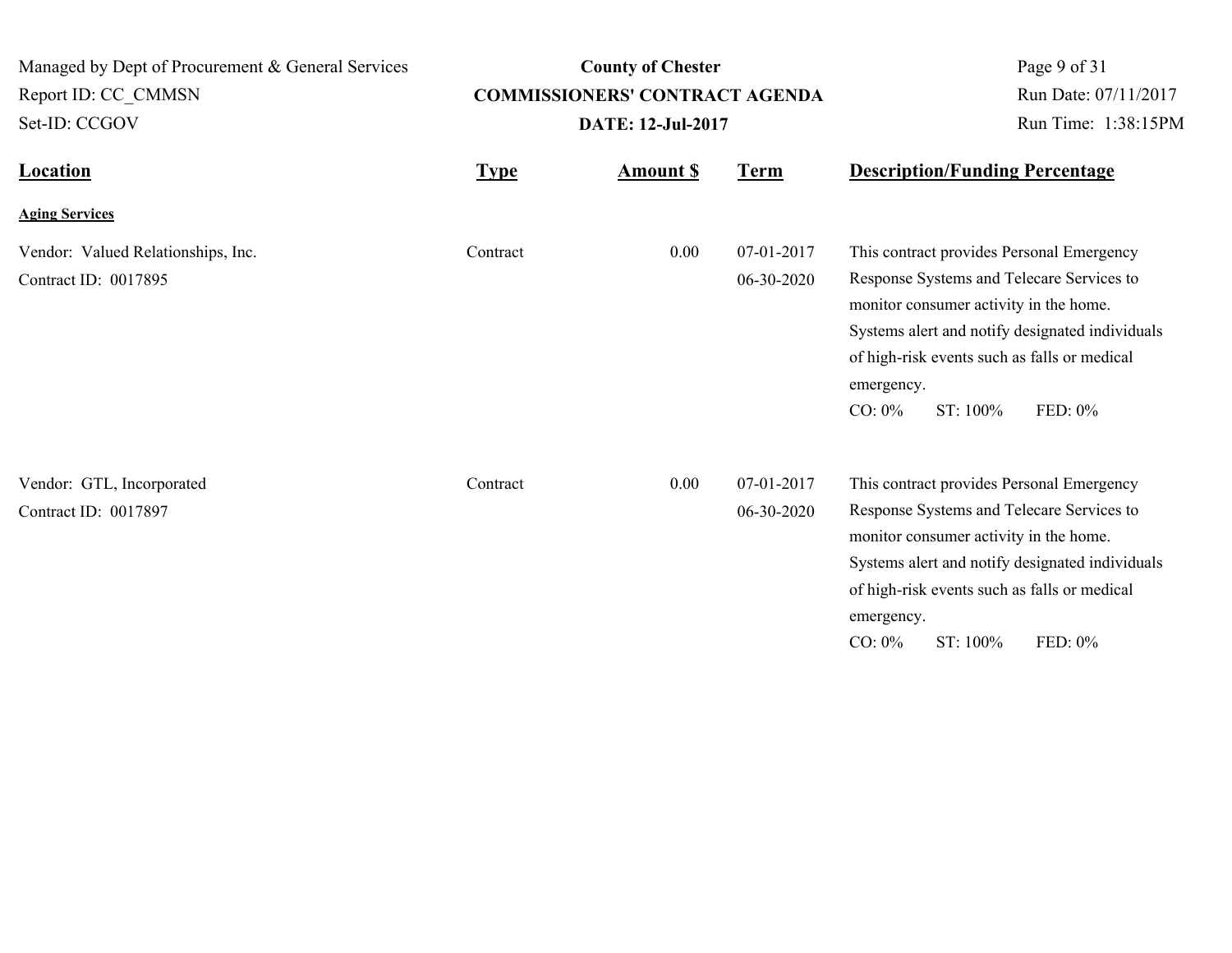| Location | Type | Amount $ | Term | Description/Funding Percentage |
|---|---|---|---|---|
| **Aging Services** | | | | |
| Vendor: Valued Relationships, Inc.<br>Contract ID: 0017895 | Contract | 0.00 | 07-01-2017<br>06-30-2020 | This contract provides Personal Emergency Response Systems and Telecare Services to monitor consumer activity in the home. Systems alert and notify designated individuals of high-risk events such as falls or medical emergency.<br>CO: 0% ST: 100% FED: 0% |
| Vendor: GTL, Incorporated<br>Contract ID: 0017897 | Contract | 0.00 | 07-01-2017<br>06-30-2020 | This contract provides Personal Emergency Response Systems and Telecare Services to monitor consumer activity in the home. Systems alert and notify designated individuals of high-risk events such as falls or medical emergency.<br>CO: 0% ST: 100% FED: 0% |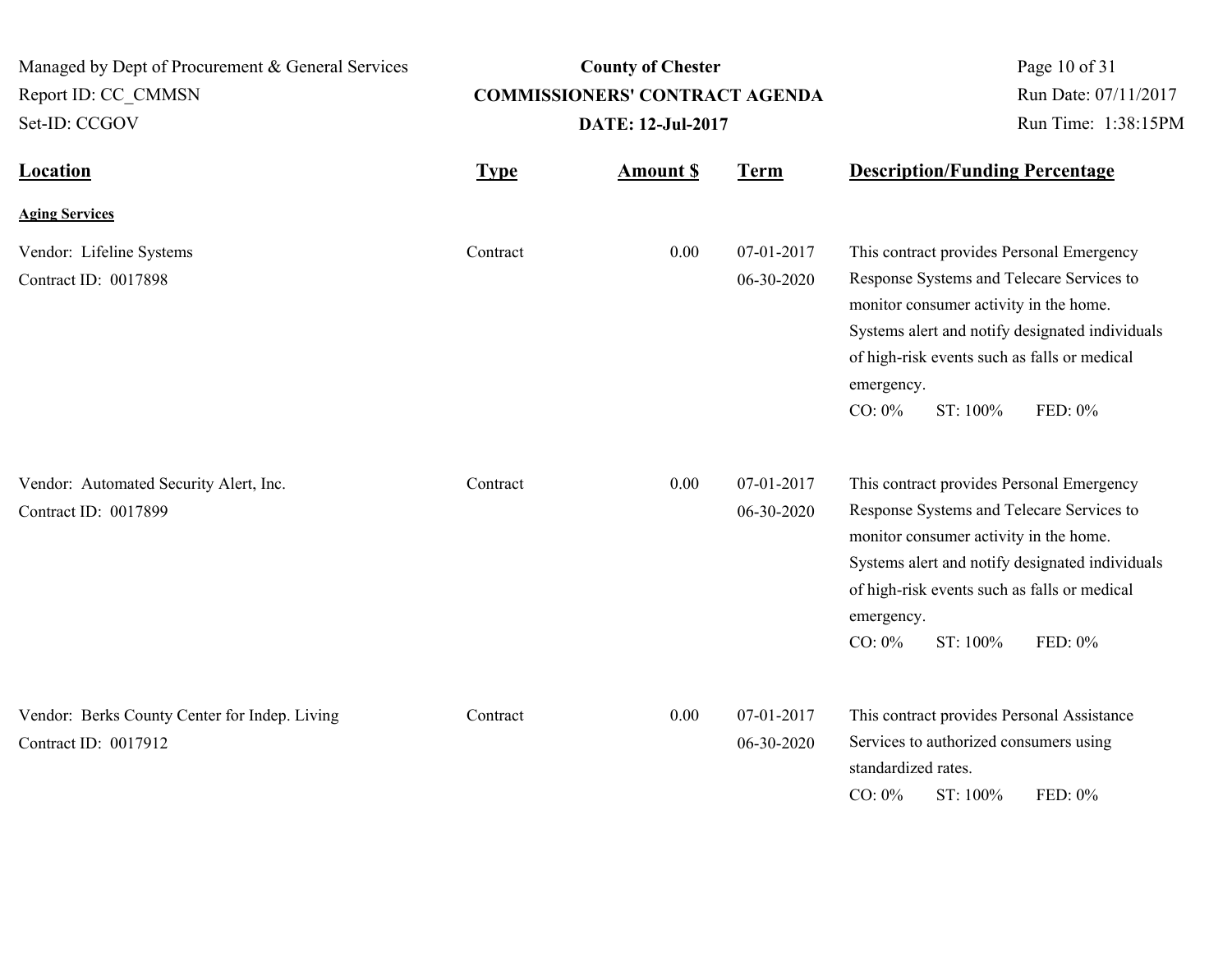Managed by Dept of Procurement & General Services
Report ID: CC_CMMSN
Set-ID: CCGOV

**County of Chester**
**COMMISSIONERS' CONTRACT AGENDA**
**DATE: 12-Jul-2017**

Run Date: 07/11/2017
Run Time: 1:38:15PM

| Location | Type | Amount $ | Term | Description/Funding Percentage |
|---|---|---|---|---|
| **Aging Services** | | | | |
| Vendor: Lifeline Systems<br>Contract ID: 0017898 | Contract | 0.00 | 07-01-2017<br>06-30-2020 | This contract provides Personal Emergency Response Systems and Telecare Services to monitor consumer activity in the home. Systems alert and notify designated individuals of high-risk events such as falls or medical emergency.<br>CO: 0% ST: 100% FED: 0% |
| Vendor: Automated Security Alert, Inc.<br>Contract ID: 0017899 | Contract | 0.00 | 07-01-2017<br>06-30-2020 | This contract provides Personal Emergency Response Systems and Telecare Services to monitor consumer activity in the home. Systems alert and notify designated individuals of high-risk events such as falls or medical emergency.<br>CO: 0% ST: 100% FED: 0% |
| Vendor: Berks County Center for Indep. Living<br>Contract ID: 0017912 | Contract | 0.00 | 07-01-2017<br>06-30-2020 | This contract provides Personal Assistance Services to authorized consumers using standardized rates.<br>CO: 0% ST: 100% FED: 0% |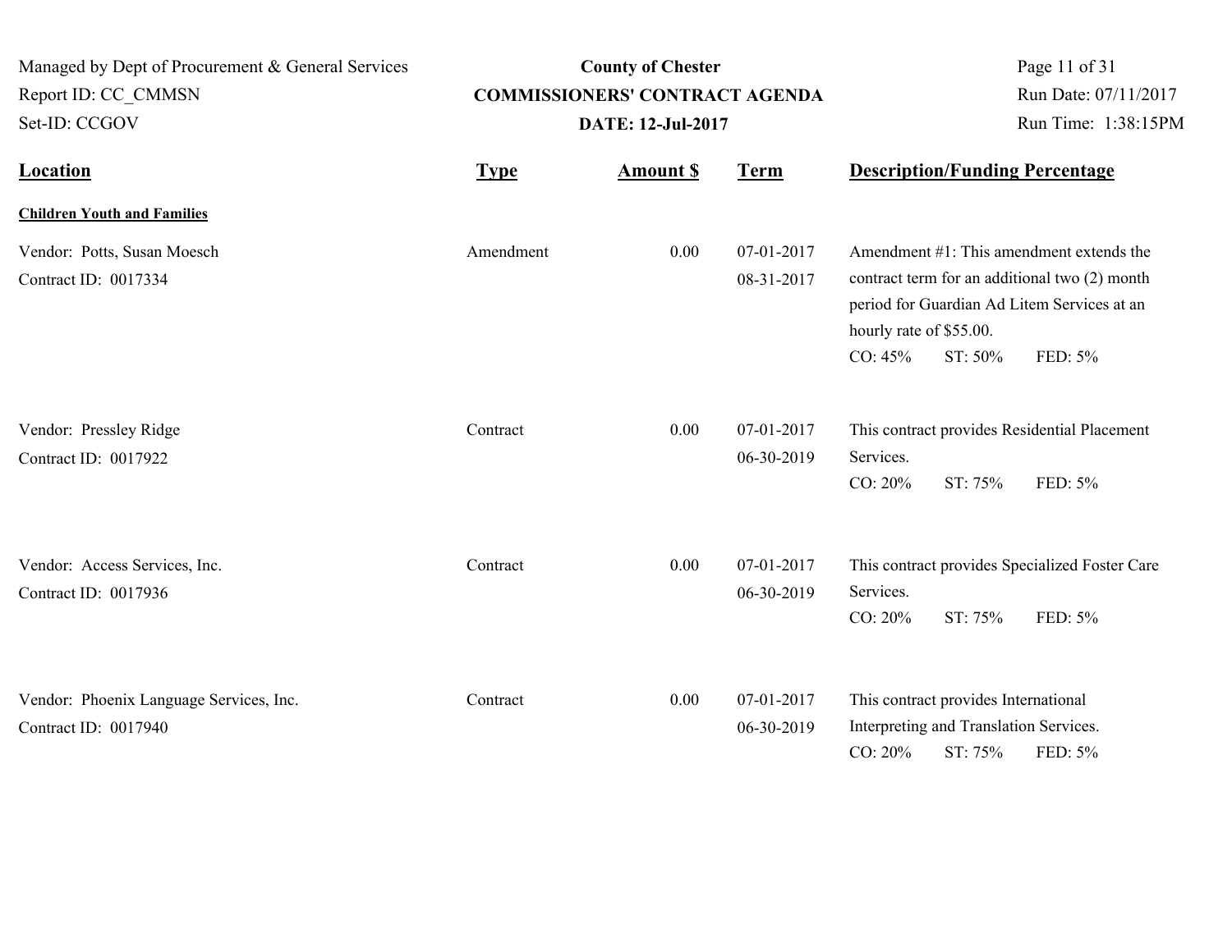| Location | Type | Amount $ | Term | Description/Funding Percentage |
|---|---|---|---|---|
| **Children Youth and Families** | | | | |
| Vendor: Potts, Susan Moesch<br>Contract ID: 0017334 | Amendment | 0.00 | 07-01-2017<br>08-31-2017 | Amendment #1: This amendment extends the contract term for an additional two (2) month period for Guardian Ad Litem Services at an hourly rate of $55.00.<br>CO: 45% ST: 50% FED: 5% |
| Vendor: Pressley Ridge<br>Contract ID: 0017922 | Contract | 0.00 | 07-01-2017<br>06-30-2019 | This contract provides Residential Placement Services.<br>CO: 20% ST: 75% FED: 5% |
| Vendor: Access Services, Inc.<br>Contract ID: 0017936 | Contract | 0.00 | 07-01-2017<br>06-30-2019 | This contract provides Specialized Foster Care Services.<br>CO: 20% ST: 75% FED: 5% |
| Vendor: Phoenix Language Services, Inc.<br>Contract ID: 0017940 | Contract | 0.00 | 07-01-2017<br>06-30-2019 | This contract provides International Interpreting and Translation Services.<br>CO: 20% ST: 75% FED: 5% |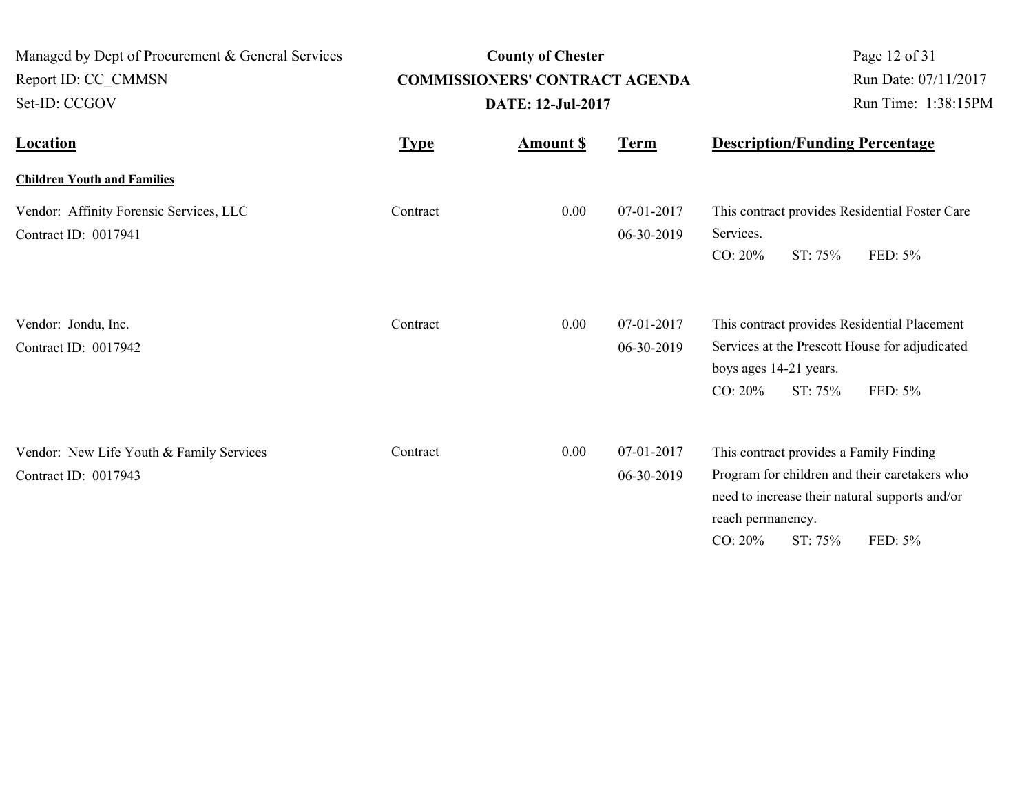County of Chester

**COMMISSIONERS' CONTRACT AGENDA**

**DATE: 12-Jul-2017**

Managed by Dept of Procurement & General Services
Report ID: CC_CMMSN
Set-ID: CCGOV

Run Date: 07/11/2017
Run Time: 1:38:15PM

| Location | Type | Amount $ | Term | Description/Funding Percentage |
|---|---|---|---|---|
| **Children Youth and Families** | | | | |
| Vendor: Affinity Forensic Services, LLC<br>Contract ID: 0017941 | Contract | 0.00 | 07-01-2017<br>06-30-2019 | This contract provides Residential Foster Care Services.<br>CO: 20% ST: 75% FED: 5% |
| Vendor: Jondu, Inc.<br>Contract ID: 0017942 | Contract | 0.00 | 07-01-2017<br>06-30-2019 | This contract provides Residential Placement Services at the Prescott House for adjudicated boys ages 14-21 years.<br>CO: 20% ST: 75% FED: 5% |
| Vendor: New Life Youth & Family Services<br>Contract ID: 0017943 | Contract | 0.00 | 07-01-2017<br>06-30-2019 | This contract provides a Family Finding Program for children and their caretakers who need to increase their natural supports and/or reach permanency.<br>CO: 20% ST: 75% FED: 5% |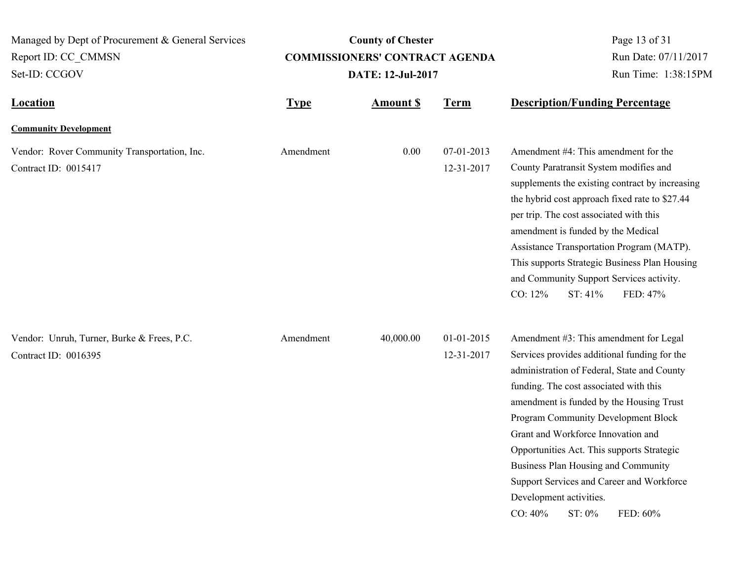| Location | Type | Amount $ | Term | Description/Funding Percentage |
|---|---|---|---|---|
| **Community Development** | | | | |
| Vendor: Rover Community Transportation, Inc.<br>Contract ID: 0015417 | Amendment | 0.00 | 07-01-2013<br>12-31-2017 | Amendment #4: This amendment for the County Paratransit System modifies and supplements the existing contract by increasing the hybrid cost approach fixed rate to $27.44 per trip. The cost associated with this amendment is funded by the Medical Assistance Transportation Program (MATP). This supports Strategic Business Plan Housing and Community Support Services activity.<br>CO: 12% ST: 41% FED: 47% |
| Vendor: Unruh, Turner, Burke & Frees, P.C.<br>Contract ID: 0016395 | Amendment | 40,000.00 | 01-01-2015<br>12-31-2017 | Amendment #3: This amendment for Legal Services provides additional funding for the administration of Federal, State and County funding. The cost associated with this amendment is funded by the Housing Trust Program Community Development Block Grant and Workforce Innovation and Opportunities Act. This supports Strategic Business Plan Housing and Community Support Services and Career and Workforce Development activities.<br>CO: 40% ST: 0% FED: 60% |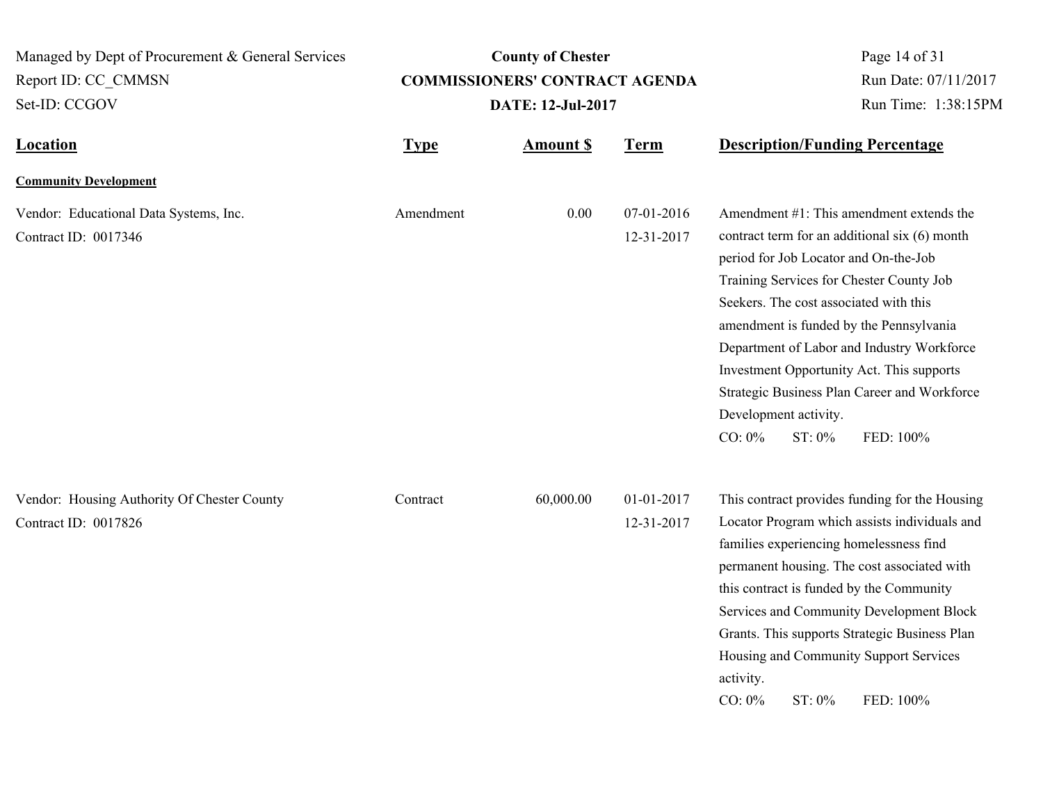| Location | Type | Amount $ | Term | Description/Funding Percentage |
|---|---|---|---|---|
| **Community Development** | | | | |
| Vendor: Educational Data Systems, Inc.<br>Contract ID: 0017346 | Amendment | 0.00 | 07-01-2016<br>12-31-2017 | Amendment #1: This amendment extends the contract term for an additional six (6) month period for Job Locator and On-the-Job Training Services for Chester County Job Seekers. The cost associated with this amendment is funded by the Pennsylvania Department of Labor and Industry Workforce Investment Opportunity Act. This supports Strategic Business Plan Career and Workforce Development activity.<br>CO: 0% ST: 0% FED: 100% |
| Vendor: Housing Authority Of Chester County<br>Contract ID: 0017826 | Contract | 60,000.00 | 01-01-2017<br>12-31-2017 | This contract provides funding for the Housing Locator Program which assists individuals and families experiencing homelessness find permanent housing. The cost associated with this contract is funded by the Community Services and Community Development Block Grants. This supports Strategic Business Plan Housing and Community Support Services activity.<br>CO: 0% ST: 0% FED: 100% |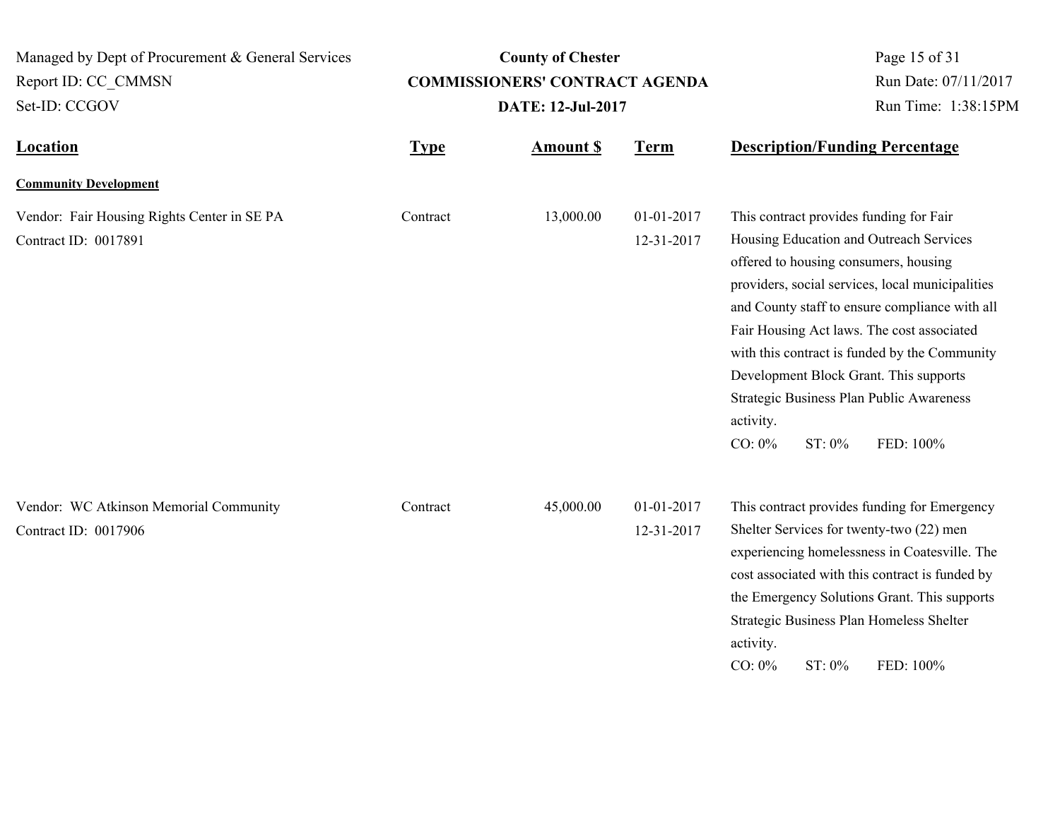| Location | Type | Amount $ | Term | Description/Funding Percentage |
|---|---|---|---|---|
| **Community Development** | | | | |
| Vendor: Fair Housing Rights Center in SE PA<br>Contract ID: 0017891 | Contract | 13,000.00 | 01-01-2017<br>12-31-2017 | This contract provides funding for Fair Housing Education and Outreach Services offered to housing consumers, housing providers, social services, local municipalities and County staff to ensure compliance with all Fair Housing Act laws. The cost associated with this contract is funded by the Community Development Block Grant. This supports Strategic Business Plan Public Awareness activity.<br>CO: 0% ST: 0% FED: 100% |
| Vendor: WC Atkinson Memorial Community<br>Contract ID: 0017906 | Contract | 45,000.00 | 01-01-2017<br>12-31-2017 | This contract provides funding for Emergency Shelter Services for twenty-two (22) men experiencing homelessness in Coatesville. The cost associated with this contract is funded by the Emergency Solutions Grant. This supports Strategic Business Plan Homeless Shelter activity.<br>CO: 0% ST: 0% FED: 100% |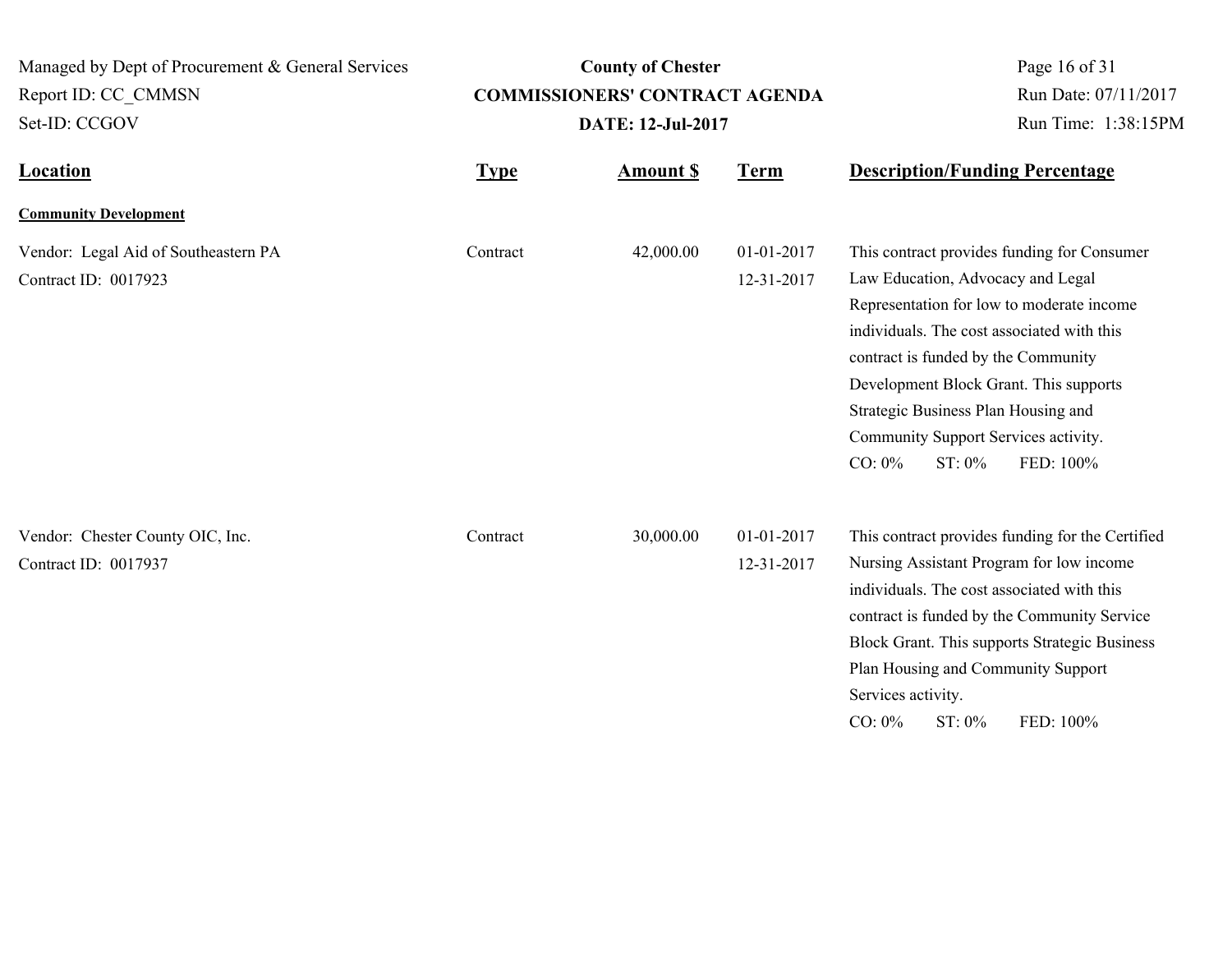| Location | Type | Amount $ | Term | Description/Funding Percentage |
|---|---|---|---|---|
| **Community Development** | | | | |
| Vendor: Legal Aid of Southeastern PA<br>Contract ID: 0017923 | Contract | 42,000.00 | 01-01-2017<br>12-31-2017 | This contract provides funding for Consumer Law Education, Advocacy and Legal Representation for low to moderate income individuals. The cost associated with this contract is funded by the Community Development Block Grant. This supports Strategic Business Plan Housing and Community Support Services activity.<br>CO: 0% ST: 0% FED: 100% |
| Vendor: Chester County OIC, Inc.<br>Contract ID: 0017937 | Contract | 30,000.00 | 01-01-2017<br>12-31-2017 | This contract provides funding for the Certified Nursing Assistant Program for low income individuals. The cost associated with this contract is funded by the Community Service Block Grant. This supports Strategic Business Plan Housing and Community Support Services activity.<br>CO: 0% ST: 0% FED: 100% |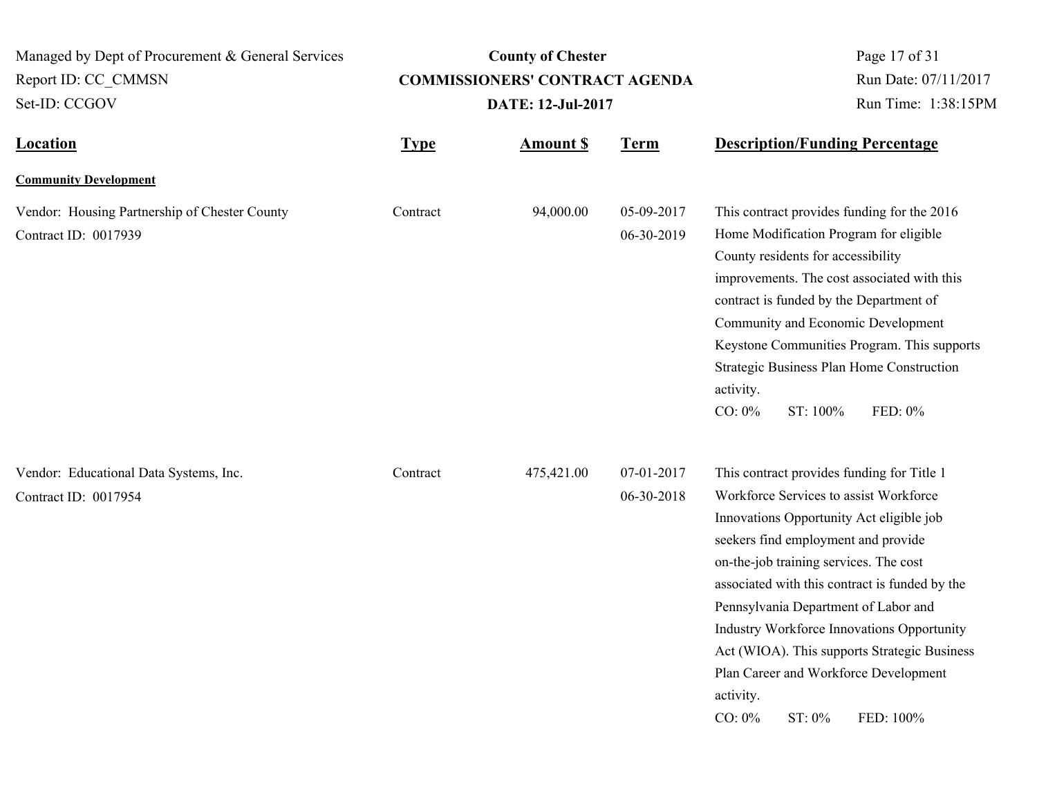| Location | Type | Amount $ | Term | Description/Funding Percentage |
|---|---|---|---|---|
| **Community Development** | | | | |
| Vendor: Housing Partnership of Chester County<br>Contract ID: 0017939 | Contract | 94,000.00 | 05-09-2017<br>06-30-2019 | This contract provides funding for the 2016 Home Modification Program for eligible County residents for accessibility improvements. The cost associated with this contract is funded by the Department of Community and Economic Development Keystone Communities Program. This supports Strategic Business Plan Home Construction activity.<br>CO: 0% ST: 100% FED: 0% |
| Vendor: Educational Data Systems, Inc.<br>Contract ID: 0017954 | Contract | 475,421.00 | 07-01-2017<br>06-30-2018 | This contract provides funding for Title 1 Workforce Services to assist Workforce Innovations Opportunity Act eligible job seekers find employment and provide on-the-job training services. The cost associated with this contract is funded by the Pennsylvania Department of Labor and Industry Workforce Innovations Opportunity Act (WIOA). This supports Strategic Business Plan Career and Workforce Development activity.<br>CO: 0% ST: 0% FED: 100% |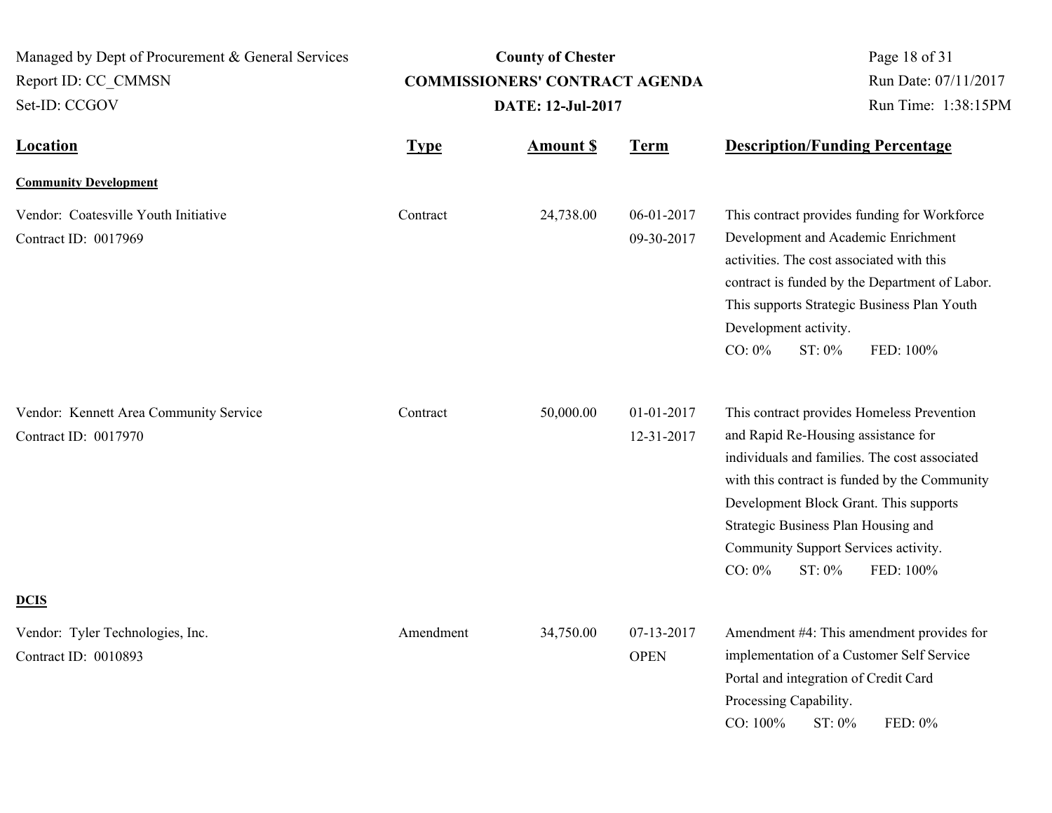| Location | Type | Amount $ | Term | Description/Funding Percentage |
|---|---|---|---|---|
| **Community Development** | | | | |
| Vendor: Coatesville Youth Initiative<br>Contract ID: 0017969 | Contract | 24,738.00 | 06-01-2017<br>09-30-2017 | This contract provides funding for Workforce Development and Academic Enrichment activities. The cost associated with this contract is funded by the Department of Labor. This supports Strategic Business Plan Youth Development activity.<br>CO: 0% ST: 0% FED: 100% |
| Vendor: Kennett Area Community Service<br>Contract ID: 0017970 | Contract | 50,000.00 | 01-01-2017<br>12-31-2017 | This contract provides Homeless Prevention and Rapid Re-Housing assistance for individuals and families. The cost associated with this contract is funded by the Community Development Block Grant. This supports Strategic Business Plan Housing and Community Support Services activity.<br>CO: 0% ST: 0% FED: 100% |
| **DCIS** | | | | |
| Vendor: Tyler Technologies, Inc.<br>Contract ID: 0010893 | Amendment | 34,750.00 | 07-13-2017<br>OPEN | Amendment #4: This amendment provides for implementation of a Customer Self Service Portal and integration of Credit Card Processing Capability.<br>CO: 100% ST: 0% FED: 0% |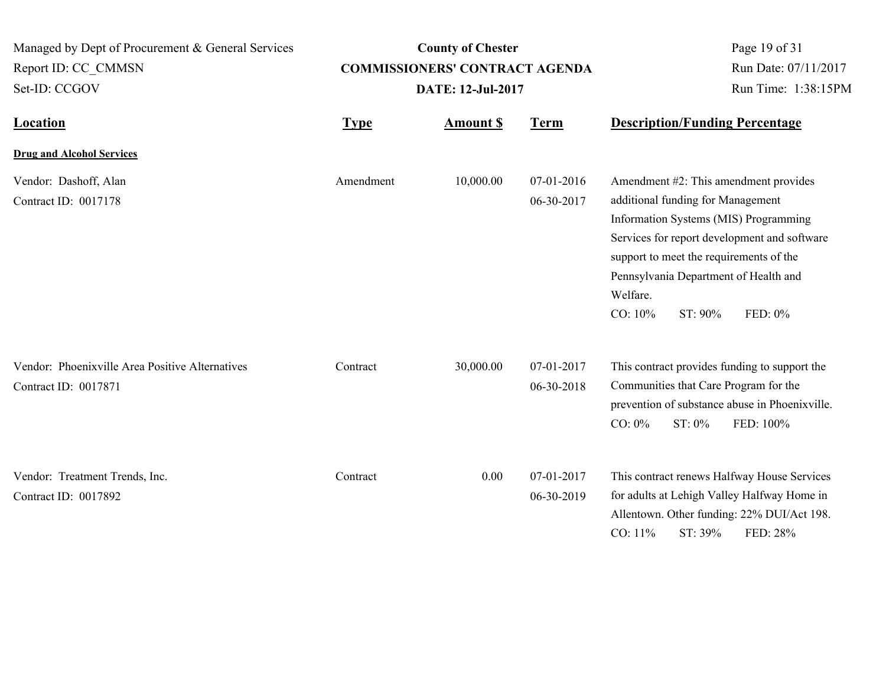| Location | Type | Amount $ | Term | Description/Funding Percentage |
|---|---|---|---|---|
| **Drug and Alcohol Services** | | | | |
| Vendor: Dashoff, Alan<br>Contract ID: 0017178 | Amendment | 10,000.00 | 07-01-2016<br>06-30-2017 | Amendment #2: This amendment provides additional funding for Management Information Systems (MIS) Programming Services for report development and software support to meet the requirements of the Pennsylvania Department of Health and Welfare.<br>CO: 10% ST: 90% FED: 0% |
| Vendor: Phoenixville Area Positive Alternatives<br>Contract ID: 0017871 | Contract | 30,000.00 | 07-01-2017<br>06-30-2018 | This contract provides funding to support the Communities that Care Program for the prevention of substance abuse in Phoenixville.<br>CO: 0% ST: 0% FED: 100% |
| Vendor: Treatment Trends, Inc.<br>Contract ID: 0017892 | Contract | 0.00 | 07-01-2017<br>06-30-2019 | This contract renews Halfway House Services for adults at Lehigh Valley Halfway Home in Allentown. Other funding: 22% DUI/Act 198.<br>CO: 11% ST: 39% FED: 28% |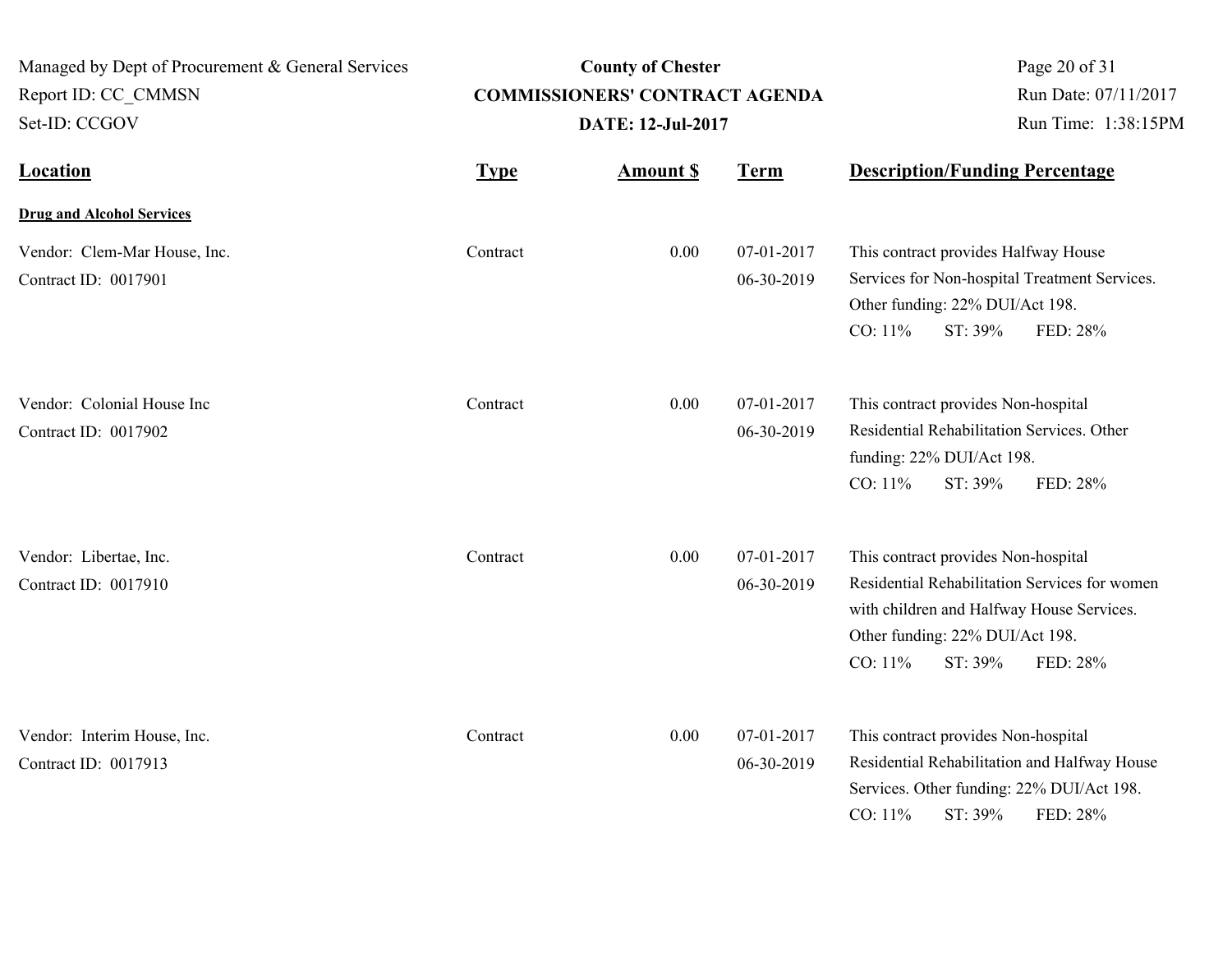Managed by Dept of Procurement & General Services
Report ID: CC_CMMSN
Set-ID: CCGOV

**County of Chester**
**COMMISSIONERS' CONTRACT AGENDA**
**DATE: 12-Jul-2017**

Run Date: 07/11/2017
Run Time: 1:38:15PM

| Location | Type | Amount $ | Term | Description/Funding Percentage |
|---|---|---|---|---|
| **Drug and Alcohol Services** | | | | |
| Vendor: Clem-Mar House, Inc.<br>Contract ID: 0017901 | Contract | 0.00 | 07-01-2017<br>06-30-2019 | This contract provides Halfway House Services for Non-hospital Treatment Services. Other funding: 22% DUI/Act 198.<br>CO: 11% ST: 39% FED: 28% |
| Vendor: Colonial House Inc<br>Contract ID: 0017902 | Contract | 0.00 | 07-01-2017<br>06-30-2019 | This contract provides Non-hospital Residential Rehabilitation Services. Other funding: 22% DUI/Act 198.<br>CO: 11% ST: 39% FED: 28% |
| Vendor: Libertae, Inc.<br>Contract ID: 0017910 | Contract | 0.00 | 07-01-2017<br>06-30-2019 | This contract provides Non-hospital Residential Rehabilitation Services for women with children and Halfway House Services. Other funding: 22% DUI/Act 198.<br>CO: 11% ST: 39% FED: 28% |
| Vendor: Interim House, Inc.<br>Contract ID: 0017913 | Contract | 0.00 | 07-01-2017<br>06-30-2019 | This contract provides Non-hospital Residential Rehabilitation and Halfway House Services. Other funding: 22% DUI/Act 198.<br>CO: 11% ST: 39% FED: 28% |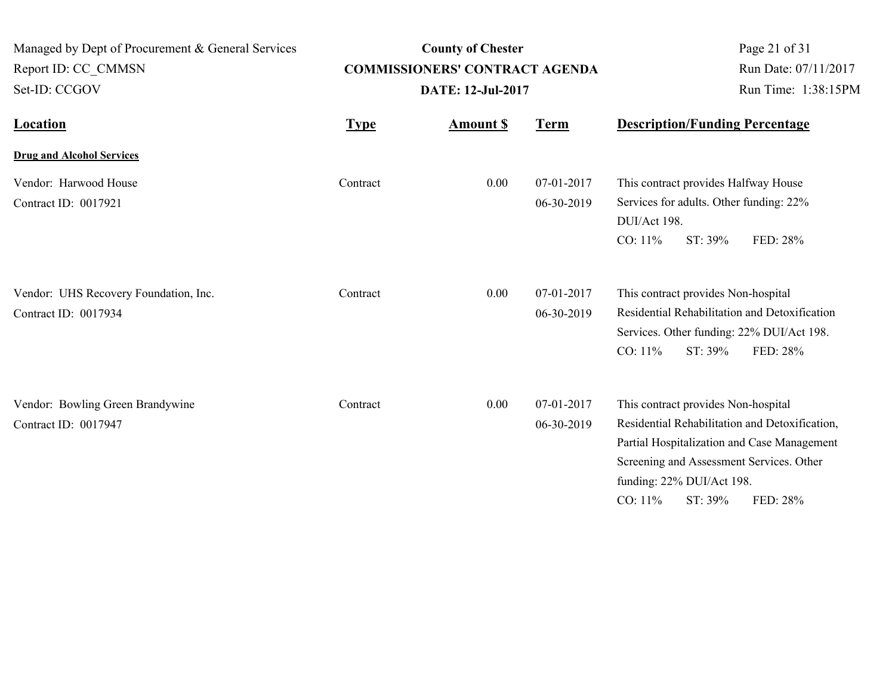| Location | Type | Amount $ | Term | Description/Funding Percentage |
|---|---|---|---|---|
| **Drug and Alcohol Services** | | | | |
| Vendor: Harwood House<br>Contract ID: 0017921 | Contract | 0.00 | 07-01-2017<br>06-30-2019 | This contract provides Halfway House Services for adults. Other funding: 22% DUI/Act 198.<br>CO: 11% ST: 39% FED: 28% |
| Vendor: UHS Recovery Foundation, Inc.<br>Contract ID: 0017934 | Contract | 0.00 | 07-01-2017<br>06-30-2019 | This contract provides Non-hospital Residential Rehabilitation and Detoxification Services. Other funding: 22% DUI/Act 198.<br>CO: 11% ST: 39% FED: 28% |
| Vendor: Bowling Green Brandywine<br>Contract ID: 0017947 | Contract | 0.00 | 07-01-2017<br>06-30-2019 | This contract provides Non-hospital Residential Rehabilitation and Detoxification, Partial Hospitalization and Case Management Screening and Assessment Services. Other funding: 22% DUI/Act 198.<br>CO: 11% ST: 39% FED: 28% |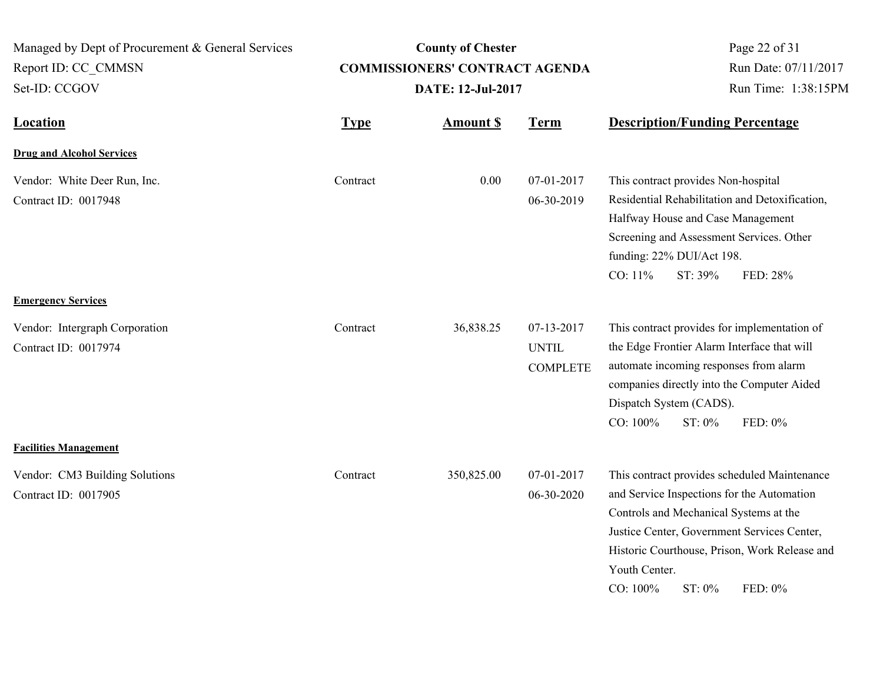**County of Chester**
**COMMISSIONERS' CONTRACT AGENDA**
**DATE: 12-Jul-2017**

Managed by Dept of Procurement & General Services
Report ID: CC_CMMSN
Set-ID: CCGOV

Run Date: 07/11/2017
Run Time: 1:38:15PM

| Location | Type | Amount $ | Term | Description/Funding Percentage |
|---|---|---|---|---|
| **Drug and Alcohol Services** | | | | |
| Vendor: White Deer Run, Inc.<br>Contract ID: 0017948 | Contract | 0.00 | 07-01-2017<br>06-30-2019 | This contract provides Non-hospital Residential Rehabilitation and Detoxification, Halfway House and Case Management Screening and Assessment Services. Other funding: 22% DUI/Act 198.<br>CO: 11% ST: 39% FED: 28% |
| **Emergency Services** | | | | |
| Vendor: Intergraph Corporation<br>Contract ID: 0017974 | Contract | 36,838.25 | 07-13-2017<br>UNTIL<br>COMPLETE | This contract provides for implementation of the Edge Frontier Alarm Interface that will automate incoming responses from alarm companies directly into the Computer Aided Dispatch System (CADS).<br>CO: 100% ST: 0% FED: 0% |
| **Facilities Management** | | | | |
| Vendor: CM3 Building Solutions<br>Contract ID: 0017905 | Contract | 350,825.00 | 07-01-2017<br>06-30-2020 | This contract provides scheduled Maintenance and Service Inspections for the Automation Controls and Mechanical Systems at the Justice Center, Government Services Center, Historic Courthouse, Prison, Work Release and Youth Center.<br>CO: 100% ST: 0% FED: 0% |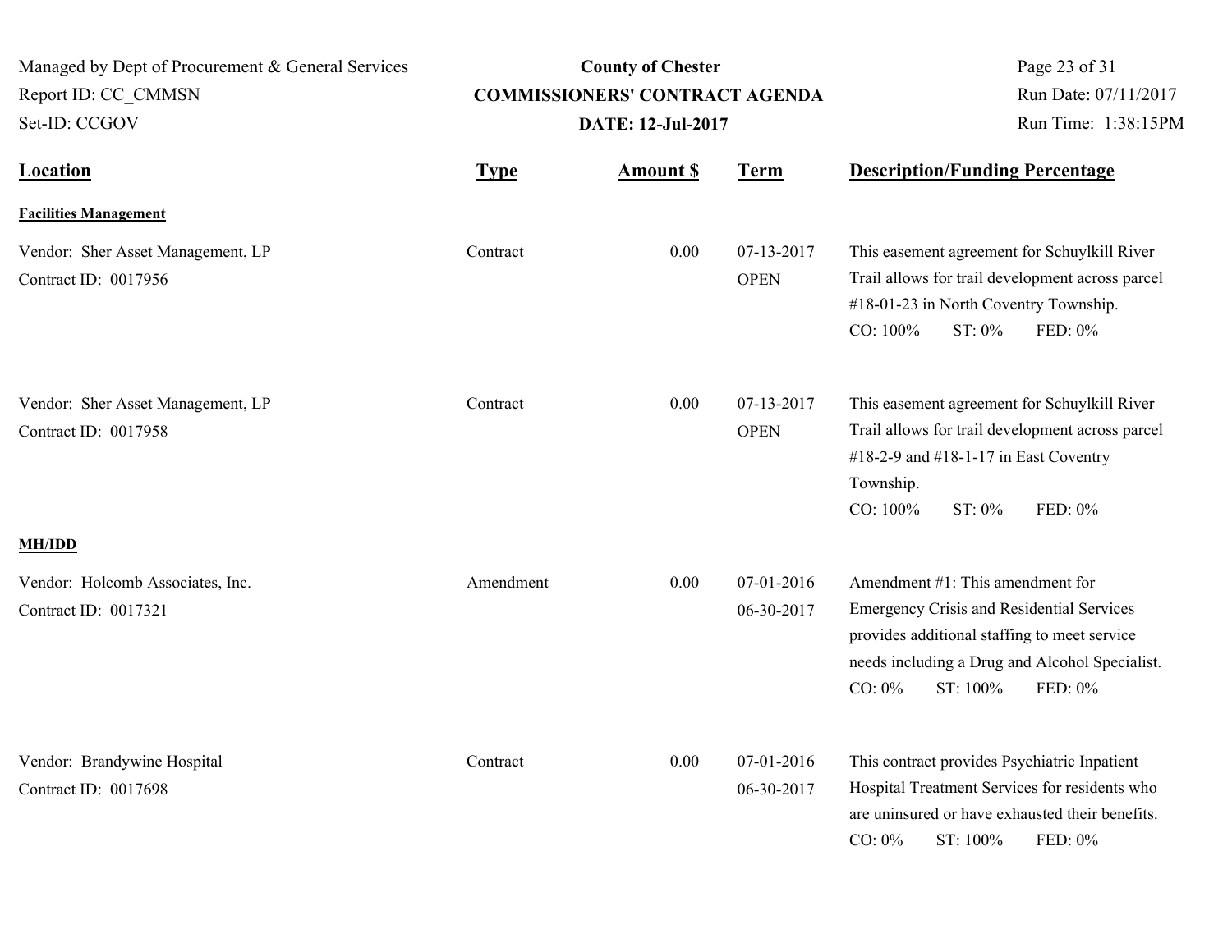| Location | Type | Amount $ | Term | Description/Funding Percentage |
|---|---|---|---|---|
| **Facilities Management** | | | | |
| Vendor: Sher Asset Management, LP<br>Contract ID: 0017956 | Contract | 0.00 | 07-13-2017<br>OPEN | This easement agreement for Schuylkill River Trail allows for trail development across parcel #18-01-23 in North Coventry Township.<br>CO: 100% ST: 0% FED: 0% |
| Vendor: Sher Asset Management, LP<br>Contract ID: 0017958 | Contract | 0.00 | 07-13-2017<br>OPEN | This easement agreement for Schuylkill River Trail allows for trail development across parcel #18-2-9 and #18-1-17 in East Coventry Township.<br>CO: 100% ST: 0% FED: 0% |
| **MH/IDD** | | | | |
| Vendor: Holcomb Associates, Inc.<br>Contract ID: 0017321 | Amendment | 0.00 | 07-01-2016<br>06-30-2017 | Amendment #1: This amendment for Emergency Crisis and Residential Services provides additional staffing to meet service needs including a Drug and Alcohol Specialist.<br>CO: 0% ST: 100% FED: 0% |
| Vendor: Brandywine Hospital<br>Contract ID: 0017698 | Contract | 0.00 | 07-01-2016<br>06-30-2017 | This contract provides Psychiatric Inpatient Hospital Treatment Services for residents who are uninsured or have exhausted their benefits.<br>CO: 0% ST: 100% FED: 0% |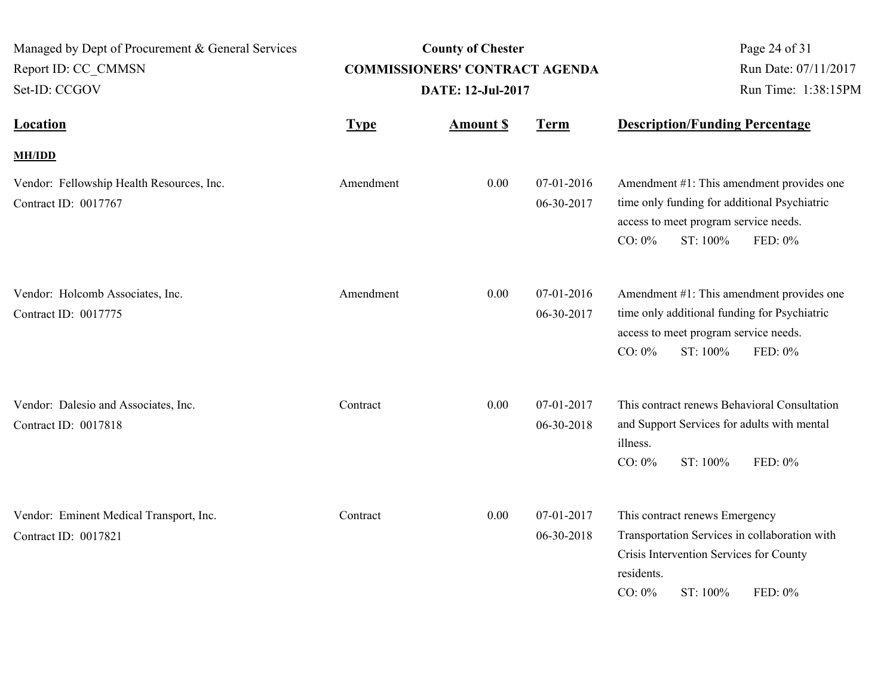| Location | Type | Amount $ | Term | Description/Funding Percentage |
|---|---|---|---|---|
| **MH/IDD** | | | | |
| Vendor: Fellowship Health Resources, Inc.<br>Contract ID: 0017767 | Amendment | 0.00 | 07-01-2016<br>06-30-2017 | Amendment #1: This amendment provides one time only funding for additional Psychiatric access to meet program service needs.<br>CO: 0% ST: 100% FED: 0% |
| Vendor: Holcomb Associates, Inc.<br>Contract ID: 0017775 | Amendment | 0.00 | 07-01-2016<br>06-30-2017 | Amendment #1: This amendment provides one time only additional funding for Psychiatric access to meet program service needs.<br>CO: 0% ST: 100% FED: 0% |
| Vendor: Dalesio and Associates, Inc.<br>Contract ID: 0017818 | Contract | 0.00 | 07-01-2017<br>06-30-2018 | This contract renews Behavioral Consultation and Support Services for adults with mental illness.<br>CO: 0% ST: 100% FED: 0% |
| Vendor: Eminent Medical Transport, Inc.<br>Contract ID: 0017821 | Contract | 0.00 | 07-01-2017<br>06-30-2018 | This contract renews Emergency Transportation Services in collaboration with Crisis Intervention Services for County residents.<br>CO: 0% ST: 100% FED: 0% |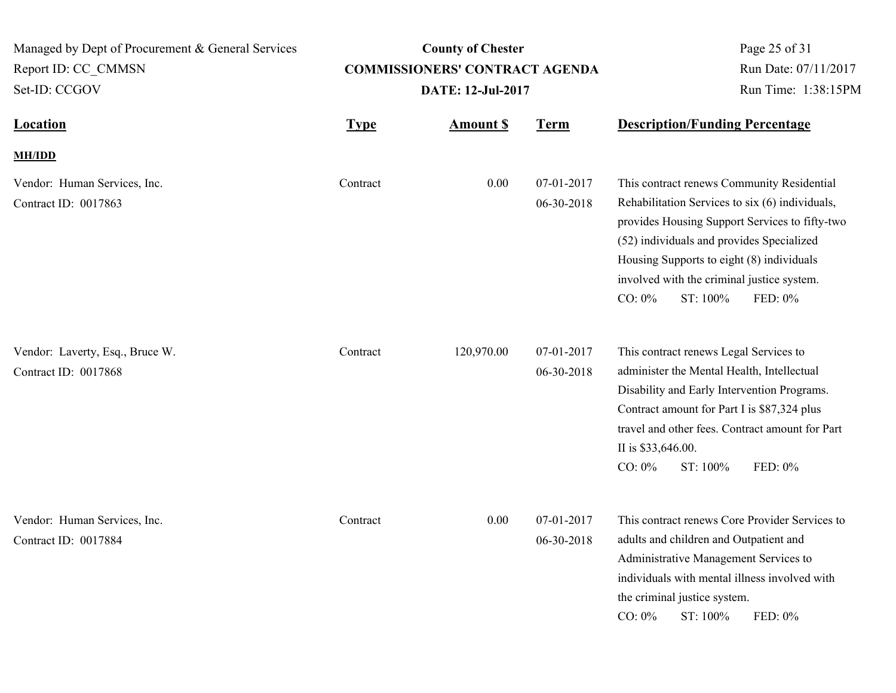| Location | Type | Amount $ | Term | Description/Funding Percentage |
|---|---|---|---|---|
| **MH/IDD** | | | | |
| Vendor: Human Services, Inc.<br>Contract ID: 0017863 | Contract | 0.00 | 07-01-2017<br>06-30-2018 | This contract renews Community Residential Rehabilitation Services to six (6) individuals, provides Housing Support Services to fifty-two (52) individuals and provides Specialized Housing Supports to eight (8) individuals involved with the criminal justice system.<br>CO: 0% ST: 100% FED: 0% |
| Vendor: Laverty, Esq., Bruce W.<br>Contract ID: 0017868 | Contract | 120,970.00 | 07-01-2017<br>06-30-2018 | This contract renews Legal Services to administer the Mental Health, Intellectual Disability and Early Intervention Programs. Contract amount for Part I is $87,324 plus travel and other fees. Contract amount for Part II is $33,646.00.<br>CO: 0% ST: 100% FED: 0% |
| Vendor: Human Services, Inc.<br>Contract ID: 0017884 | Contract | 0.00 | 07-01-2017<br>06-30-2018 | This contract renews Core Provider Services to adults and children and Outpatient and Administrative Management Services to individuals with mental illness involved with the criminal justice system.<br>CO: 0% ST: 100% FED: 0% |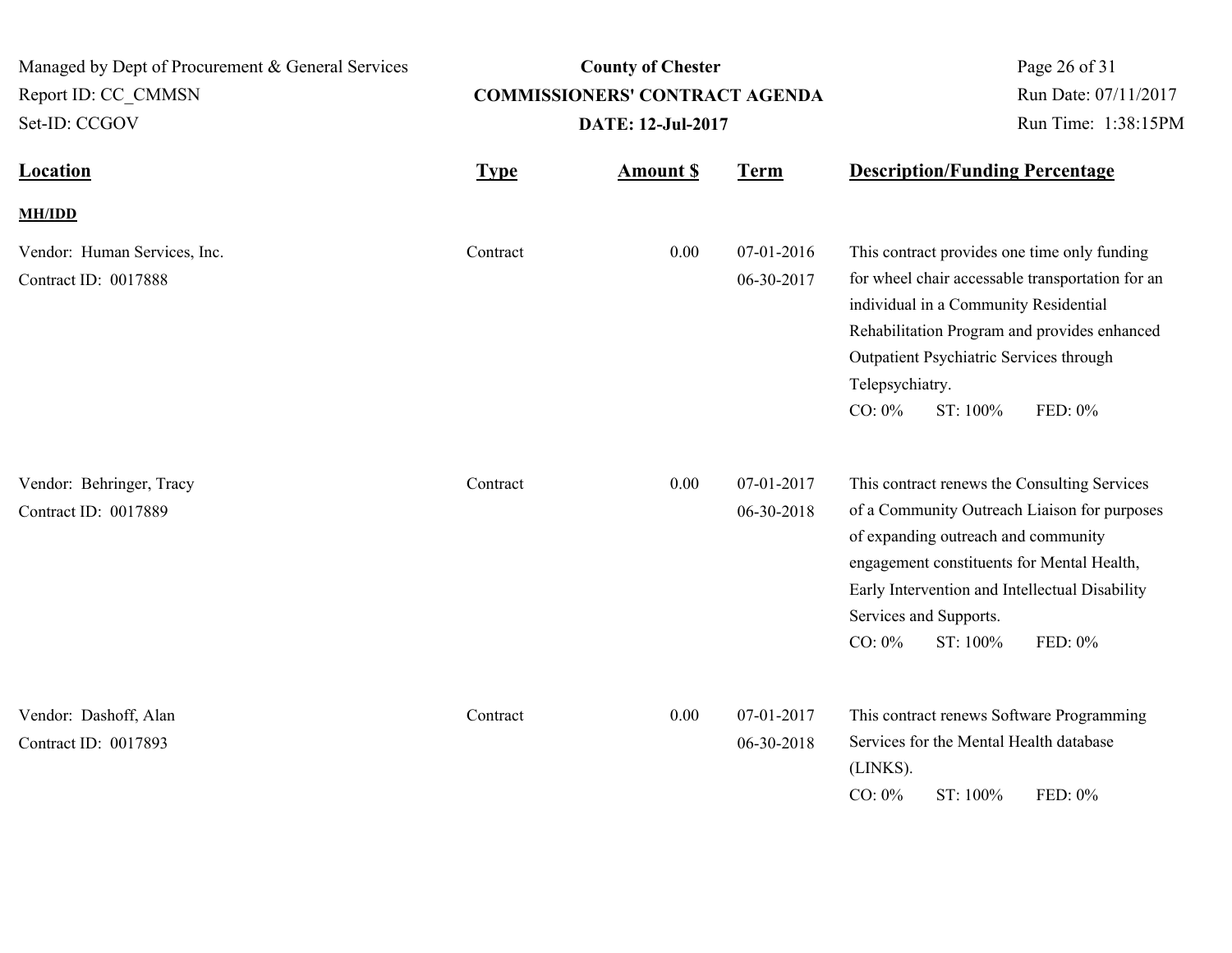**County of Chester**
**COMMISSIONERS' CONTRACT AGENDA**
**DATE: 12-Jul-2017**

Managed by Dept of Procurement & General Services
Report ID: CC_CMMSN
Set-ID: CCGOV

Run Date: 07/11/2017
Run Time: 1:38:15PM

| Location | Type | Amount $ | Term | Description/Funding Percentage |
|---|---|---|---|---|
| **MH/IDD** | | | | |
| Vendor: Human Services, Inc.<br>Contract ID: 0017888 | Contract | 0.00 | 07-01-2016<br>06-30-2017 | This contract provides one time only funding for wheel chair accessable transportation for an individual in a Community Residential Rehabilitation Program and provides enhanced Outpatient Psychiatric Services through Telepsychiatry.<br>CO: 0% ST: 100% FED: 0% |
| Vendor: Behringer, Tracy<br>Contract ID: 0017889 | Contract | 0.00 | 07-01-2017<br>06-30-2018 | This contract renews the Consulting Services of a Community Outreach Liaison for purposes of expanding outreach and community engagement constituents for Mental Health, Early Intervention and Intellectual Disability Services and Supports.<br>CO: 0% ST: 100% FED: 0% |
| Vendor: Dashoff, Alan<br>Contract ID: 0017893 | Contract | 0.00 | 07-01-2017<br>06-30-2018 | This contract renews Software Programming Services for the Mental Health database (LINKS).<br>CO: 0% ST: 100% FED: 0% |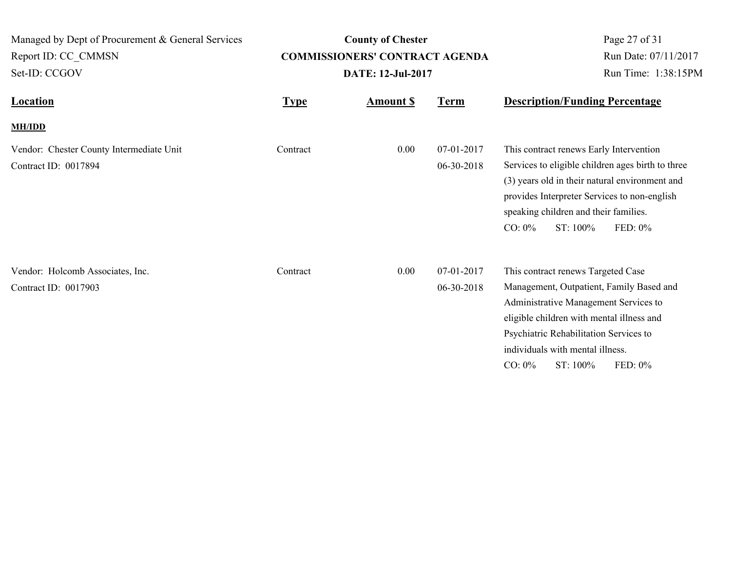Managed by Dept of Procurement & General Services
Report ID: CC_CMMSN
Set-ID: CCGOV

**County of Chester**
**COMMISSIONERS' CONTRACT AGENDA**
**DATE: 12-Jul-2017**

Run Date: 07/11/2017
Run Time: 1:38:15PM

| Location | Type | Amount $ | Term | Description/Funding Percentage |
|---|---|---|---|---|
| **MH/IDD** | | | | |
| Vendor: Chester County Intermediate Unit<br>Contract ID: 0017894 | Contract | 0.00 | 07-01-2017<br>06-30-2018 | This contract renews Early Intervention Services to eligible children ages birth to three (3) years old in their natural environment and provides Interpreter Services to non-english speaking children and their families.<br>CO: 0% ST: 100% FED: 0% |
| Vendor: Holcomb Associates, Inc.<br>Contract ID: 0017903 | Contract | 0.00 | 07-01-2017<br>06-30-2018 | This contract renews Targeted Case Management, Outpatient, Family Based and Administrative Management Services to eligible children with mental illness and Psychiatric Rehabilitation Services to individuals with mental illness.<br>CO: 0% ST: 100% FED: 0% |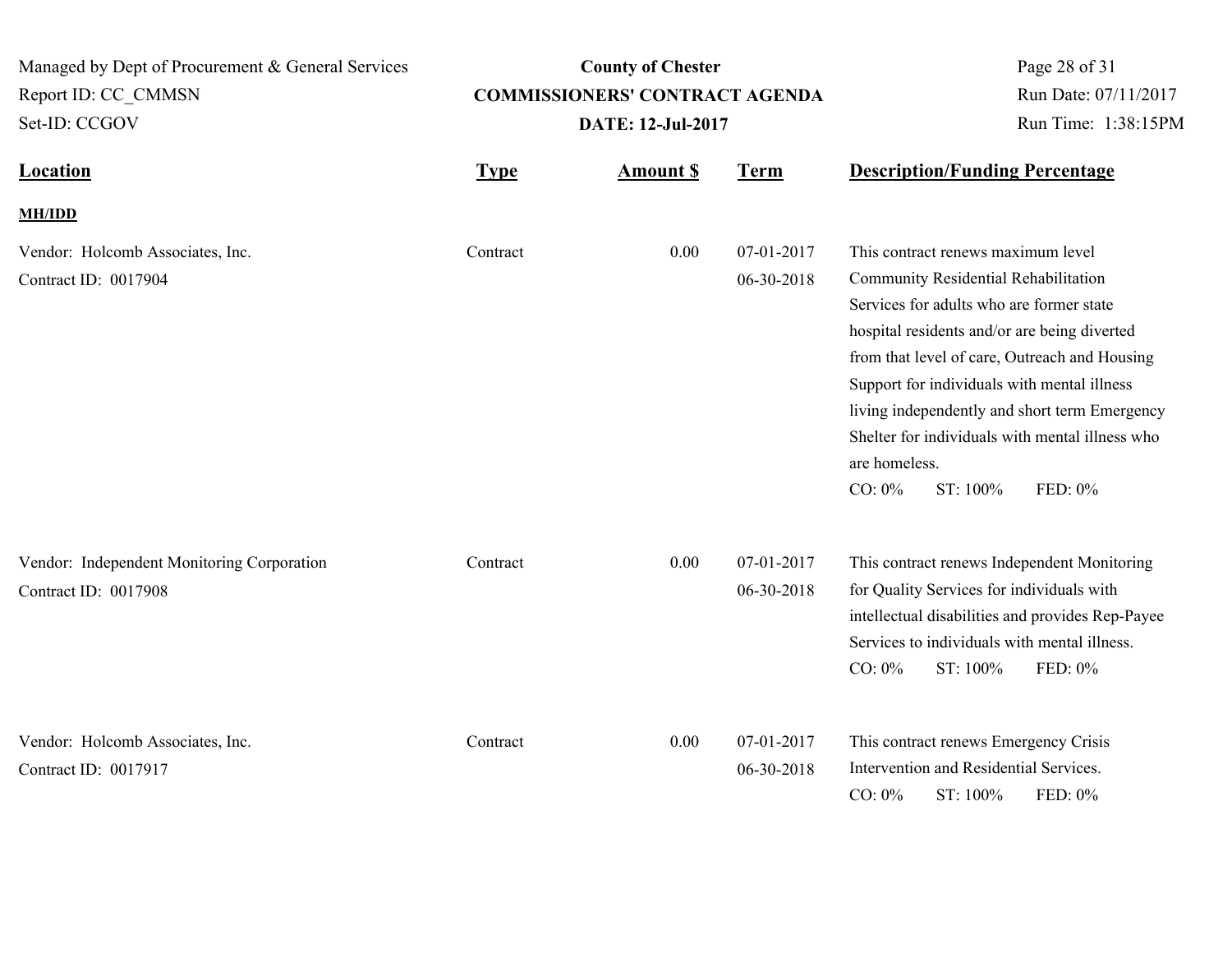| Location | Type | Amount $ | Term | Description/Funding Percentage |
|---|---|---|---|---|
| **MH/IDD** | | | | |
| Vendor: Holcomb Associates, Inc.<br>Contract ID: 0017904 | Contract | 0.00 | 07-01-2017<br>06-30-2018 | This contract renews maximum level Community Residential Rehabilitation Services for adults who are former state hospital residents and/or are being diverted from that level of care, Outreach and Housing Support for individuals with mental illness living independently and short term Emergency Shelter for individuals with mental illness who are homeless.<br>CO: 0% ST: 100% FED: 0% |
| Vendor: Independent Monitoring Corporation<br>Contract ID: 0017908 | Contract | 0.00 | 07-01-2017<br>06-30-2018 | This contract renews Independent Monitoring for Quality Services for individuals with intellectual disabilities and provides Rep-Payee Services to individuals with mental illness.<br>CO: 0% ST: 100% FED: 0% |
| Vendor: Holcomb Associates, Inc.<br>Contract ID: 0017917 | Contract | 0.00 | 07-01-2017<br>06-30-2018 | This contract renews Emergency Crisis Intervention and Residential Services.<br>CO: 0% ST: 100% FED: 0% |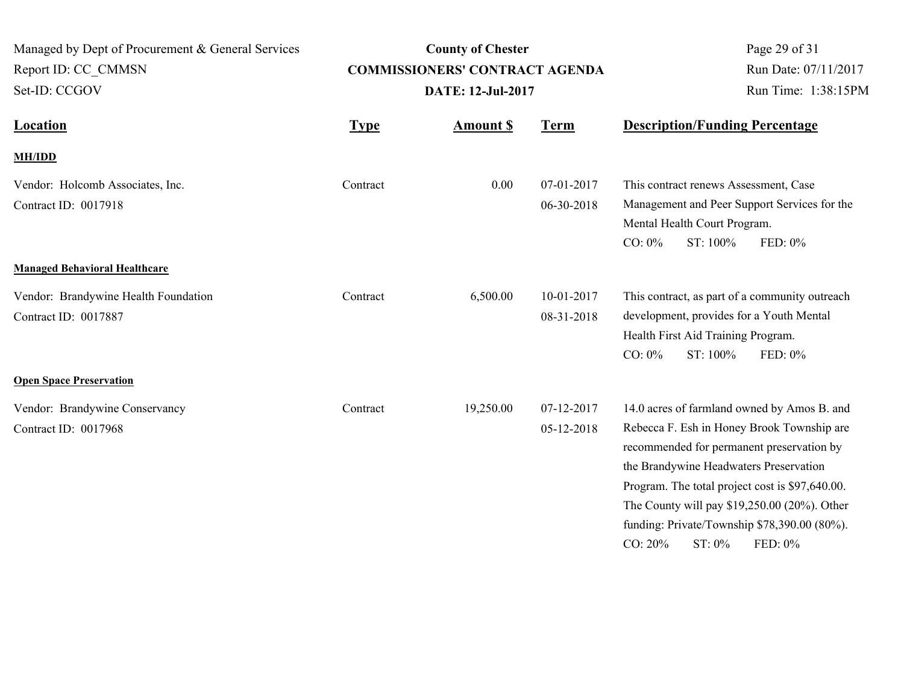| Location | Type | Amount $ | Term | Description/Funding Percentage |
|---|---|---|---|---|
| **MH/IDD** | | | | |
| Vendor: Holcomb Associates, Inc.<br>Contract ID: 0017918 | Contract | 0.00 | 07-01-2017<br>06-30-2018 | This contract renews Assessment, Case Management and Peer Support Services for the Mental Health Court Program.<br>CO: 0% ST: 100% FED: 0% |
| **Managed Behavioral Healthcare** | | | | |
| Vendor: Brandywine Health Foundation<br>Contract ID: 0017887 | Contract | 6,500.00 | 10-01-2017<br>08-31-2018 | This contract, as part of a community outreach development, provides for a Youth Mental Health First Aid Training Program.<br>CO: 0% ST: 100% FED: 0% |
| **Open Space Preservation** | | | | |
| Vendor: Brandywine Conservancy<br>Contract ID: 0017968 | Contract | 19,250.00 | 07-12-2017<br>05-12-2018 | 14.0 acres of farmland owned by Amos B. and Rebecca F. Esh in Honey Brook Township are recommended for permanent preservation by the Brandywine Headwaters Preservation Program. The total project cost is $97,640.00. The County will pay $19,250.00 (20%). Other funding: Private/Township $78,390.00 (80%).<br>CO: 20% ST: 0% FED: 0% |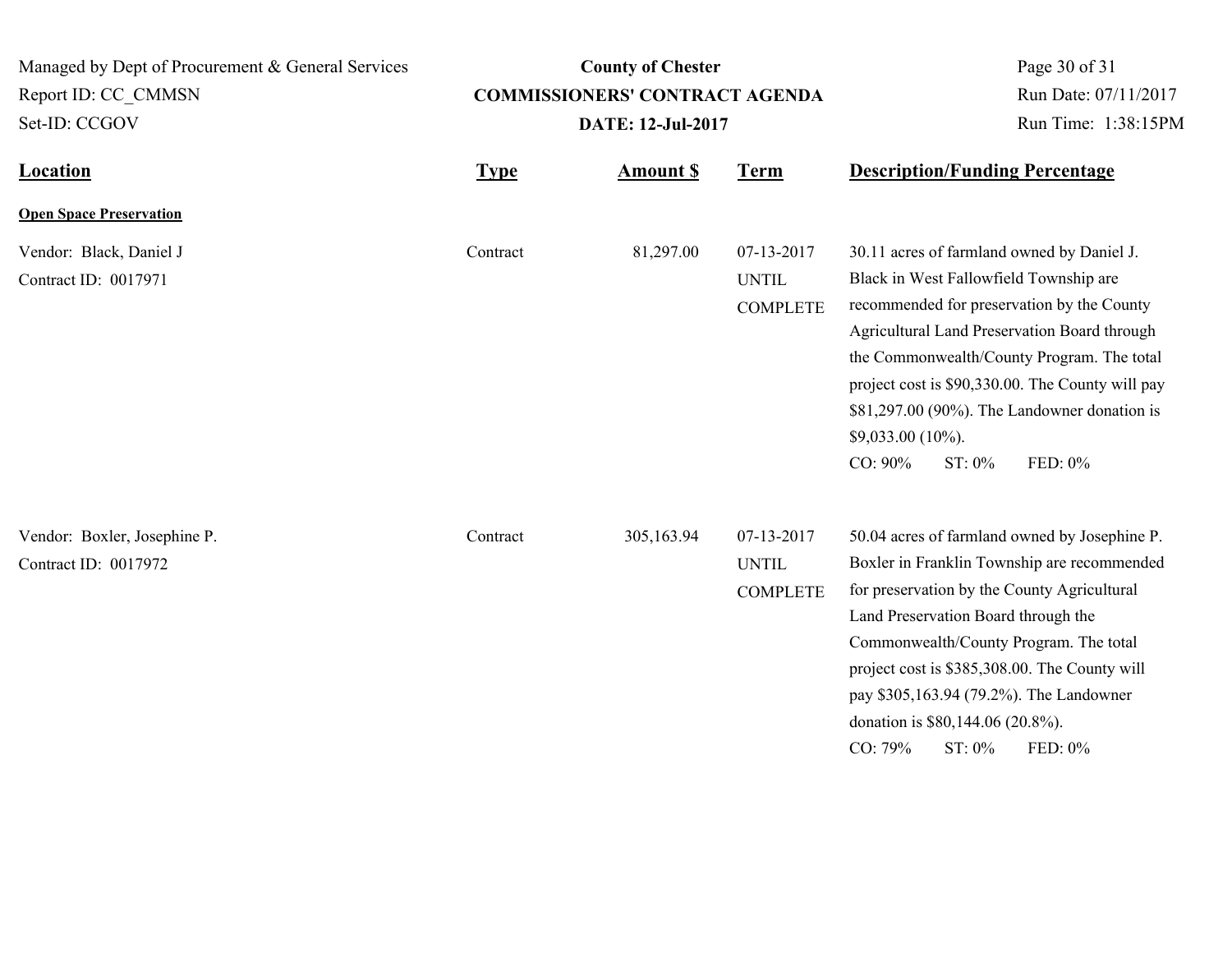| Location | Type | Amount $ | Term | Description/Funding Percentage |
|---|---|---|---|---|
| **Open Space Preservation** | | | | |
| Vendor: Black, Daniel J<br>Contract ID: 0017971 | Contract | 81,297.00 | 07-13-2017 UNTIL COMPLETE | 30.11 acres of farmland owned by Daniel J. Black in West Fallowfield Township are recommended for preservation by the County Agricultural Land Preservation Board through the Commonwealth/County Program. The total project cost is $90,330.00. The County will pay $81,297.00 (90%). The Landowner donation is $9,033.00 (10%).<br>CO: 90% ST: 0% FED: 0% |
| Vendor: Boxler, Josephine P.<br>Contract ID: 0017972 | Contract | 305,163.94 | 07-13-2017 UNTIL COMPLETE | 50.04 acres of farmland owned by Josephine P. Boxler in Franklin Township are recommended for preservation by the County Agricultural Land Preservation Board through the Commonwealth/County Program. The total project cost is $385,308.00. The County will pay $305,163.94 (79.2%). The Landowner donation is $80,144.06 (20.8%).<br>CO: 79% ST: 0% FED: 0% |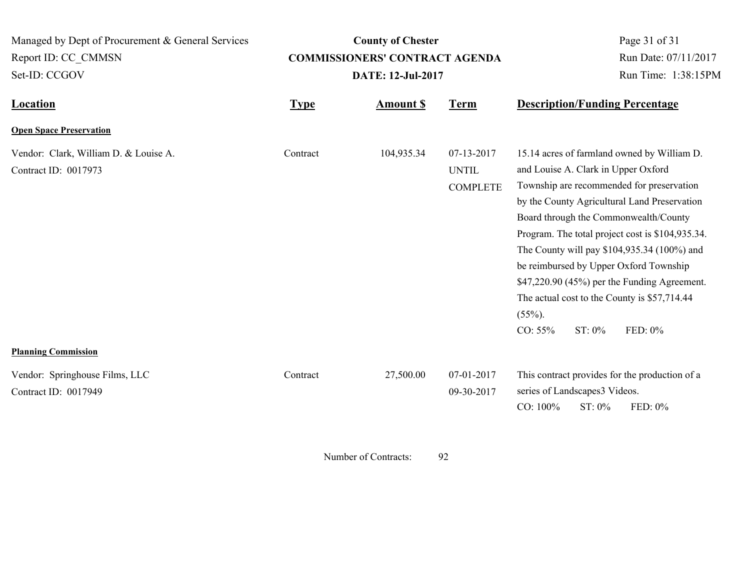| Location | Type | Amount $ | Term | Description/Funding Percentage |
|---|---|---|---|---|
| **Open Space Preservation** | | | | |
| Vendor: Clark, William D. & Louise A.<br>Contract ID: 0017973 | Contract | 104,935.34 | 07-13-2017<br>UNTIL<br>COMPLETE | 15.14 acres of farmland owned by William D. and Louise A. Clark in Upper Oxford Township are recommended for preservation by the County Agricultural Land Preservation Board through the Commonwealth/County Program. The total project cost is $104,935.34. The County will pay $104,935.34 (100%) and be reimbursed by Upper Oxford Township $47,220.90 (45%) per the Funding Agreement. The actual cost to the County is $57,714.44 (55%).<br>CO: 55% ST: 0% FED: 0% |
| **Planning Commission** | | | | |
| Vendor: Springhouse Films, LLC<br>Contract ID: 0017949 | Contract | 27,500.00 | 07-01-2017<br>09-30-2017 | This contract provides for the production of a series of Landscapes3 Videos.<br>CO: 100% ST: 0% FED: 0% |

Number of Contracts: 92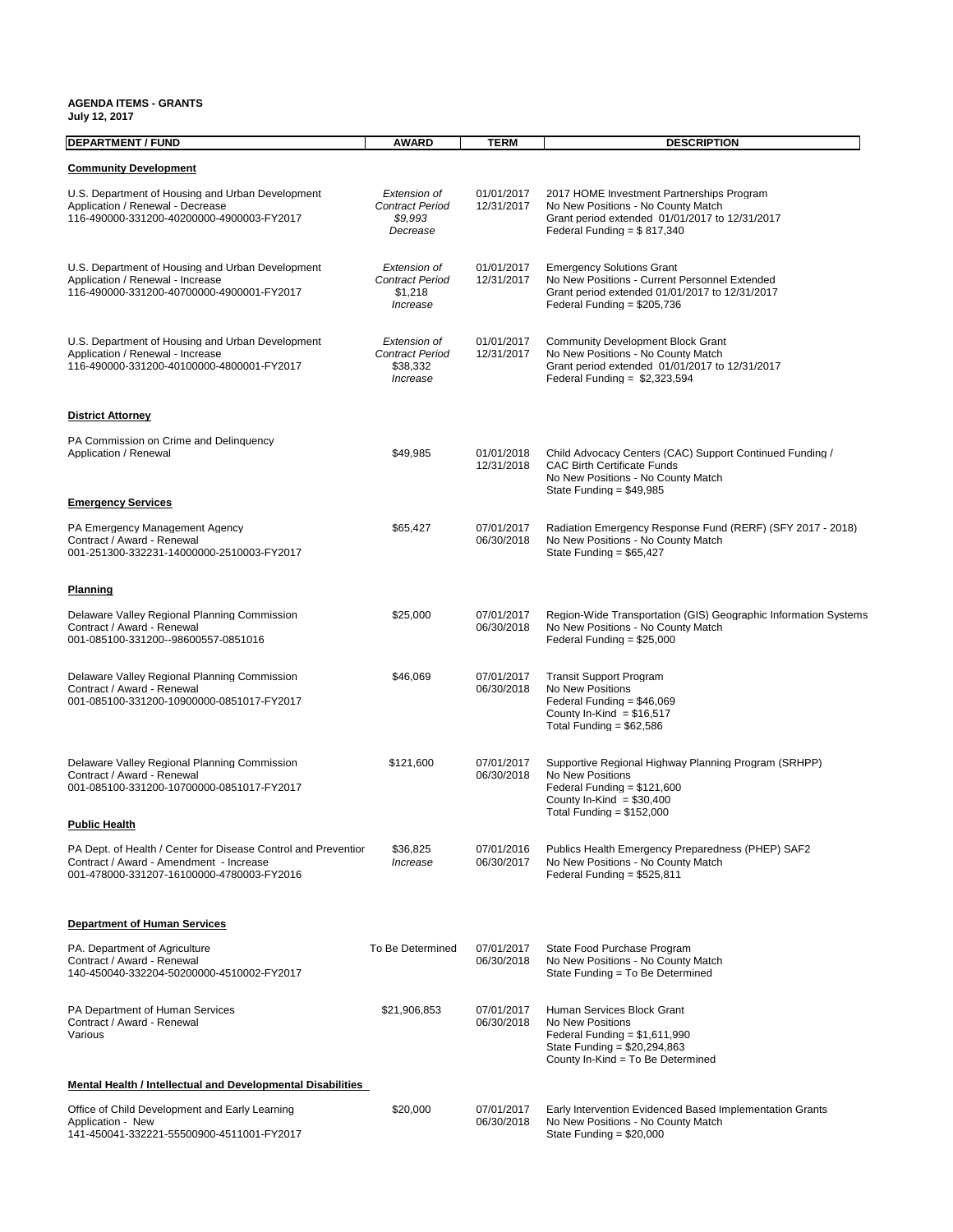**AGENDA ITEMS - GRANTS**
**July 12, 2017**

| DEPARTMENT / FUND | AWARD | TERM | DESCRIPTION |
|---|---|---|---|
| **Community Development** | | | |
| U.S. Department of Housing and Urban Development<br>Application / Renewal - Decrease<br>116-490000-331200-40200000-4900003-FY2017 | *Extension of Contract Period*<br>*$9,993*<br>*Decrease* | 01/01/2017<br>12/31/2017 | 2017 HOME Investment Partnerships Program<br>No New Positions - No County Match<br>Grant period extended 01/01/2017 to 12/31/2017<br>Federal Funding = $ 817,340 |
| U.S. Department of Housing and Urban Development<br>Application / Renewal - Increase<br>116-490000-331200-40700000-4900001-FY2017 | *Extension of Contract Period*<br>*$1,218*<br>*Increase* | 01/01/2017<br>12/31/2017 | Emergency Solutions Grant<br>No New Positions - Current Personnel Extended<br>Grant period extended 01/01/2017 to 12/31/2017<br>Federal Funding = $205,736 |
| U.S. Department of Housing and Urban Development<br>Application / Renewal - Increase<br>116-490000-331200-40100000-4800001-FY2017 | *Extension of Contract Period*<br>*$38,332*<br>*Increase* | 01/01/2017<br>12/31/2017 | Community Development Block Grant<br>No New Positions - No County Match<br>Grant period extended 01/01/2017 to 12/31/2017<br>Federal Funding = $2,323,594 |
| **District Attorney** | | | |
| PA Commission on Crime and Delinquency<br>Application / Renewal | $49,985 | 01/01/2018<br>12/31/2018 | Child Advocacy Centers (CAC) Support Continued Funding / CAC Birth Certificate Funds<br>No New Positions - No County Match<br>State Funding = $49,985 |
| **Emergency Services** | | | |
| PA Emergency Management Agency<br>Contract / Award - Renewal<br>001-251300-332231-14000000-2510003-FY2017 | $65,427 | 07/01/2017<br>06/30/2018 | Radiation Emergency Response Fund (RERF) (SFY 2017 - 2018)<br>No New Positions - No County Match<br>State Funding = $65,427 |
| **Planning** | | | |
| Delaware Valley Regional Planning Commission<br>Contract / Award - Renewal<br>001-085100-331200--98600557-0851016 | $25,000 | 07/01/2017<br>06/30/2018 | Region-Wide Transportation (GIS) Geographic Information Systems<br>No New Positions - No County Match<br>Federal Funding = $25,000 |
| Delaware Valley Regional Planning Commission<br>Contract / Award - Renewal<br>001-085100-331200-10900000-0851017-FY2017 | $46,069 | 07/01/2017<br>06/30/2018 | Transit Support Program<br>No New Positions<br>Federal Funding = $46,069<br>County In-Kind = $16,517<br>Total Funding = $62,586 |
| Delaware Valley Regional Planning Commission<br>Contract / Award - Renewal<br>001-085100-331200-10700000-0851017-FY2017 | $121,600 | 07/01/2017<br>06/30/2018 | Supportive Regional Highway Planning Program (SRHPP)<br>No New Positions<br>Federal Funding = $121,600<br>County In-Kind = $30,400<br>Total Funding = $152,000 |
| **Public Health** | | | |
| PA Dept. of Health / Center for Disease Control and Prevention<br>Contract / Award - Amendment - Increase<br>001-478000-331207-16100000-4780003-FY2016 | $36,825<br>*Increase* | 07/01/2016<br>06/30/2017 | Publics Health Emergency Preparedness (PHEP) SAF2<br>No New Positions - No County Match<br>Federal Funding = $525,811 |
| **Department of Human Services** | | | |
| PA. Department of Agriculture<br>Contract / Award - Renewal<br>140-450040-332204-50200000-4510002-FY2017 | To Be Determined | 07/01/2017<br>06/30/2018 | State Food Purchase Program<br>No New Positions - No County Match<br>State Funding = To Be Determined |
| PA Department of Human Services<br>Contract / Award - Renewal<br>Various | $21,906,853 | 07/01/2017<br>06/30/2018 | Human Services Block Grant<br>No New Positions<br>Federal Funding = $1,611,990<br>State Funding = $20,294,863<br>County In-Kind = To Be Determined |
| **Mental Health / Intellectual and Developmental Disabilities** | | | |
| Office of Child Development and Early Learning<br>Application - New<br>141-450041-332221-55500900-4511001-FY2017 | $20,000 | 07/01/2017<br>06/30/2018 | Early Intervention Evidenced Based Implementation Grants<br>No New Positions - No County Match<br>State Funding = $20,000 |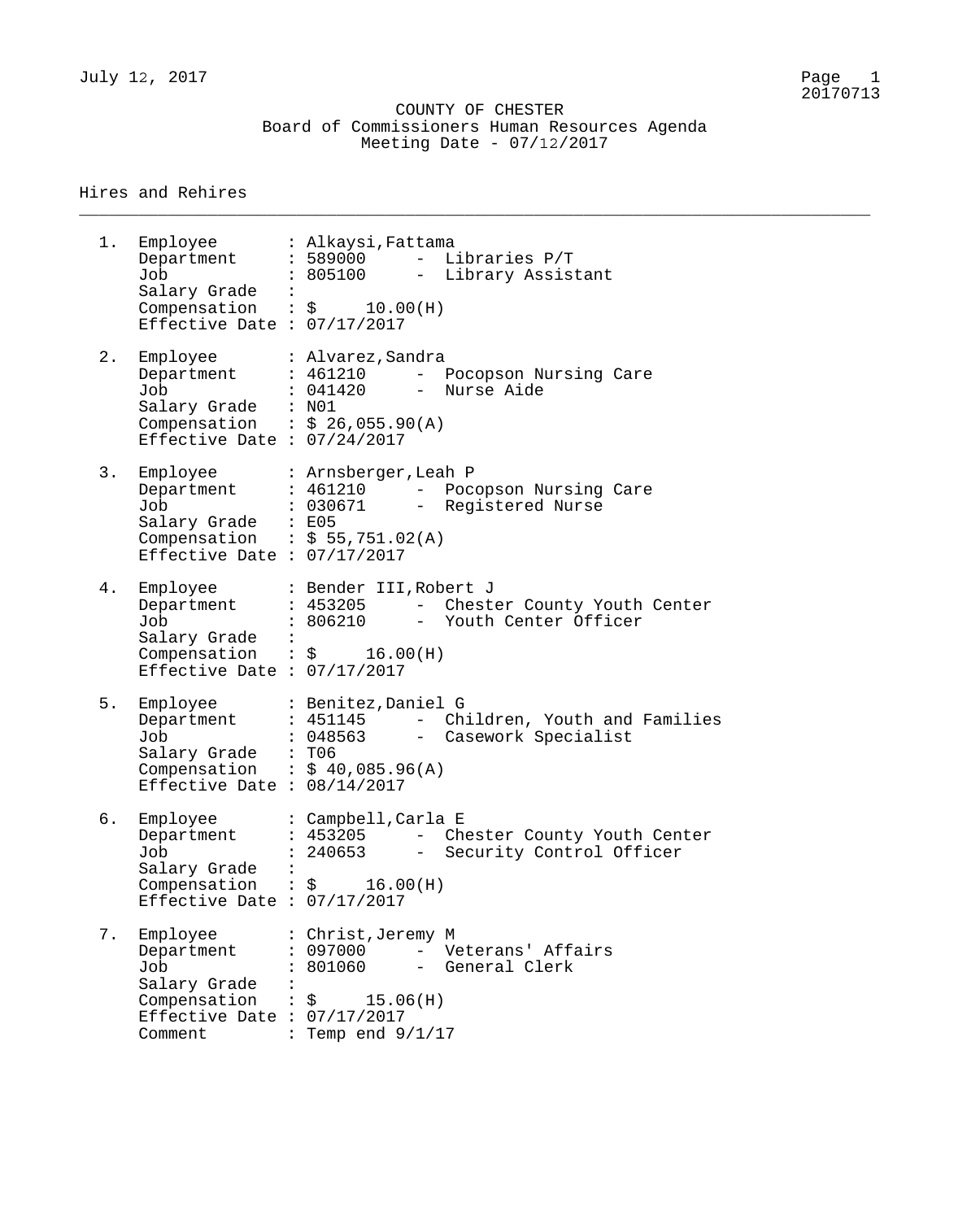# COUNTY OF CHESTER

## Board of Commissioners Human Resources Agenda

Meeting Date - 07/12/2017

### Hires and Rehires

---

1. Employee : Alkaysi,Fattama
   Department : 589000 - Libraries P/T
   Job : 805100 - Library Assistant
   Salary Grade :
   Compensation : $ 10.00(H)
   Effective Date : 07/17/2017

2. Employee : Alvarez,Sandra
   Department : 461210 - Pocopson Nursing Care
   Job : 041420 - Nurse Aide
   Salary Grade : N01
   Compensation : $ 26,055.90(A)
   Effective Date : 07/24/2017

3. Employee : Arnsberger,Leah P
   Department : 461210 - Pocopson Nursing Care
   Job : 030671 - Registered Nurse
   Salary Grade : E05
   Compensation : $ 55,751.02(A)
   Effective Date : 07/17/2017

4. Employee : Bender III,Robert J
   Department : 453205 - Chester County Youth Center
   Job : 806210 - Youth Center Officer
   Salary Grade :
   Compensation : $ 16.00(H)
   Effective Date : 07/17/2017

5. Employee : Benitez,Daniel G
   Department : 451145 - Children, Youth and Families
   Job : 048563 - Casework Specialist
   Salary Grade : T06
   Compensation : $ 40,085.96(A)
   Effective Date : 08/14/2017

6. Employee : Campbell,Carla E
   Department : 453205 - Chester County Youth Center
   Job : 240653 - Security Control Officer
   Salary Grade :
   Compensation : $ 16.00(H)
   Effective Date : 07/17/2017

7. Employee : Christ,Jeremy M
   Department : 097000 - Veterans' Affairs
   Job : 801060 - General Clerk
   Salary Grade :
   Compensation : $ 15.06(H)
   Effective Date : 07/17/2017
   Comment : Temp end 9/1/17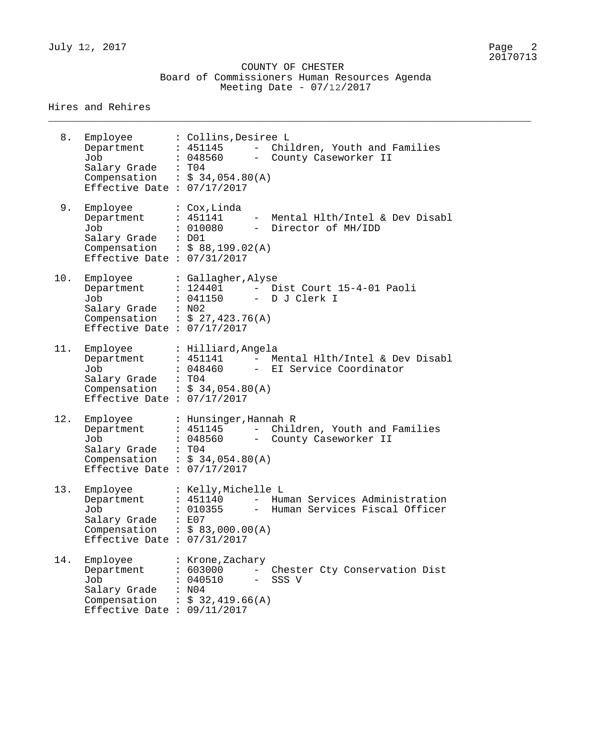COUNTY OF CHESTER
Board of Commissioners Human Resources Agenda
Meeting Date - 07/12/2017

## Hires and Rehires

8. Employee : Collins,Desiree L
   Department : 451145 - Children, Youth and Families
   Job : 048560 - County Caseworker II
   Salary Grade : T04
   Compensation : $ 34,054.80(A)
   Effective Date : 07/17/2017

9. Employee : Cox,Linda
   Department : 451141 - Mental Hlth/Intel & Dev Disabl
   Job : 010080 - Director of MH/IDD
   Salary Grade : D01
   Compensation : $ 88,199.02(A)
   Effective Date : 07/31/2017

10. Employee : Gallagher,Alyse
    Department : 124401 - Dist Court 15-4-01 Paoli
    Job : 041150 - D J Clerk I
    Salary Grade : N02
    Compensation : $ 27,423.76(A)
    Effective Date : 07/17/2017

11. Employee : Hilliard,Angela
    Department : 451141 - Mental Hlth/Intel & Dev Disabl
    Job : 048460 - EI Service Coordinator
    Salary Grade : T04
    Compensation : $ 34,054.80(A)
    Effective Date : 07/17/2017

12. Employee : Hunsinger,Hannah R
    Department : 451145 - Children, Youth and Families
    Job : 048560 - County Caseworker II
    Salary Grade : T04
    Compensation : $ 34,054.80(A)
    Effective Date : 07/17/2017

13. Employee : Kelly,Michelle L
    Department : 451140 - Human Services Administration
    Job : 010355 - Human Services Fiscal Officer
    Salary Grade : E07
    Compensation : $ 83,000.00(A)
    Effective Date : 07/31/2017

14. Employee : Krone,Zachary
    Department : 603000 - Chester Cty Conservation Dist
    Job : 040510 - SSS V
    Salary Grade : N04
    Compensation : $ 32,419.66(A)
    Effective Date : 09/11/2017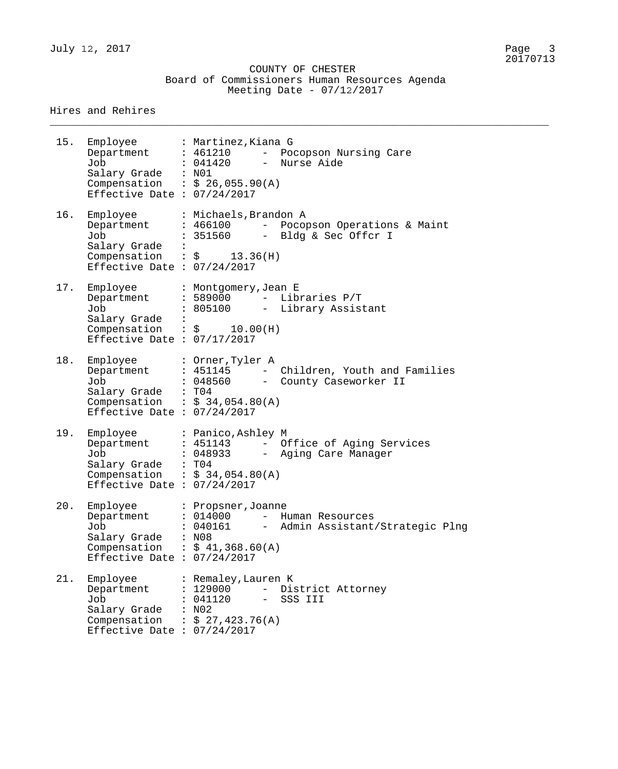# COUNTY OF CHESTER

## Board of Commissioners Human Resources Agenda

Meeting Date - 07/12/2017

### Hires and Rehires

15. Employee : Martinez,Kiana G
    Department : 461210 - Pocopson Nursing Care
    Job : 041420 - Nurse Aide
    Salary Grade : N01
    Compensation : $ 26,055.90(A)
    Effective Date : 07/24/2017

16. Employee : Michaels,Brandon A
    Department : 466100 - Pocopson Operations & Maint
    Job : 351560 - Bldg & Sec Offcr I
    Salary Grade :
    Compensation : $ 13.36(H)
    Effective Date : 07/24/2017

17. Employee : Montgomery,Jean E
    Department : 589000 - Libraries P/T
    Job : 805100 - Library Assistant
    Salary Grade :
    Compensation : $ 10.00(H)
    Effective Date : 07/17/2017

18. Employee : Orner,Tyler A
    Department : 451145 - Children, Youth and Families
    Job : 048560 - County Caseworker II
    Salary Grade : T04
    Compensation : $ 34,054.80(A)
    Effective Date : 07/24/2017

19. Employee : Panico,Ashley M
    Department : 451143 - Office of Aging Services
    Job : 048933 - Aging Care Manager
    Salary Grade : T04
    Compensation : $ 34,054.80(A)
    Effective Date : 07/24/2017

20. Employee : Propsner,Joanne
    Department : 014000 - Human Resources
    Job : 040161 - Admin Assistant/Strategic Plng
    Salary Grade : N08
    Compensation : $ 41,368.60(A)
    Effective Date : 07/24/2017

21. Employee : Remaley,Lauren K
    Department : 129000 - District Attorney
    Job : 041120 - SSS III
    Salary Grade : N02
    Compensation : $ 27,423.76(A)
    Effective Date : 07/24/2017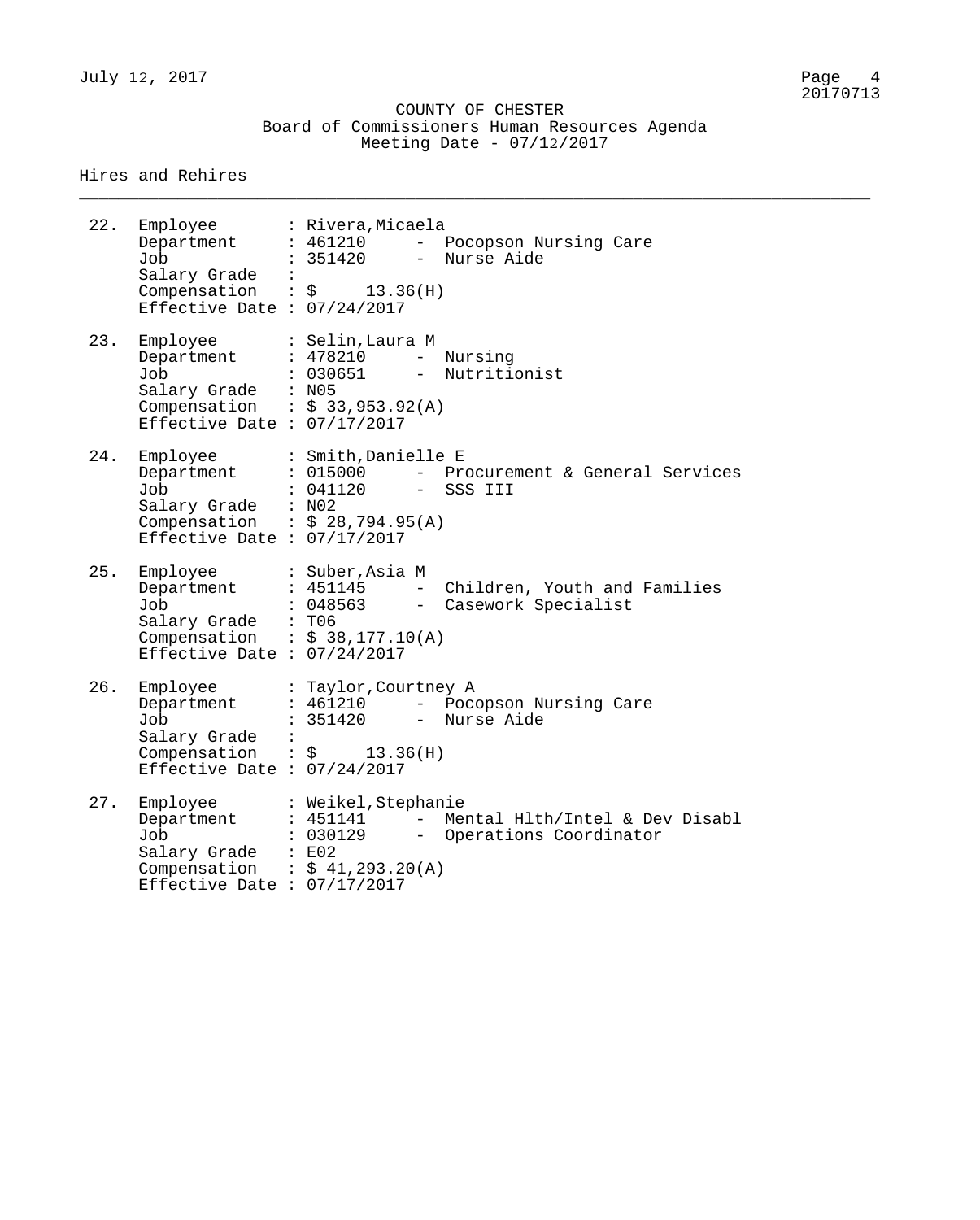COUNTY OF CHESTER
Board of Commissioners Human Resources Agenda
Meeting Date - 07/12/2017

## Hires and Rehires

22.
- Employee : Rivera,Micaela
- Department : 461210 - Pocopson Nursing Care
- Job : 351420 - Nurse Aide
- Salary Grade :
- Compensation : $ 13.36(H)
- Effective Date : 07/24/2017

23.
- Employee : Selin,Laura M
- Department : 478210 - Nursing
- Job : 030651 - Nutritionist
- Salary Grade : N05
- Compensation : $ 33,953.92(A)
- Effective Date : 07/17/2017

24.
- Employee : Smith,Danielle E
- Department : 015000 - Procurement & General Services
- Job : 041120 - SSS III
- Salary Grade : N02
- Compensation : $ 28,794.95(A)
- Effective Date : 07/17/2017

25.
- Employee : Suber,Asia M
- Department : 451145 - Children, Youth and Families
- Job : 048563 - Casework Specialist
- Salary Grade : T06
- Compensation : $ 38,177.10(A)
- Effective Date : 07/24/2017

26.
- Employee : Taylor,Courtney A
- Department : 461210 - Pocopson Nursing Care
- Job : 351420 - Nurse Aide
- Salary Grade :
- Compensation : $ 13.36(H)
- Effective Date : 07/24/2017

27.
- Employee : Weikel,Stephanie
- Department : 451141 - Mental Hlth/Intel & Dev Disabl
- Job : 030129 - Operations Coordinator
- Salary Grade : E02
- Compensation : $ 41,293.20(A)
- Effective Date : 07/17/2017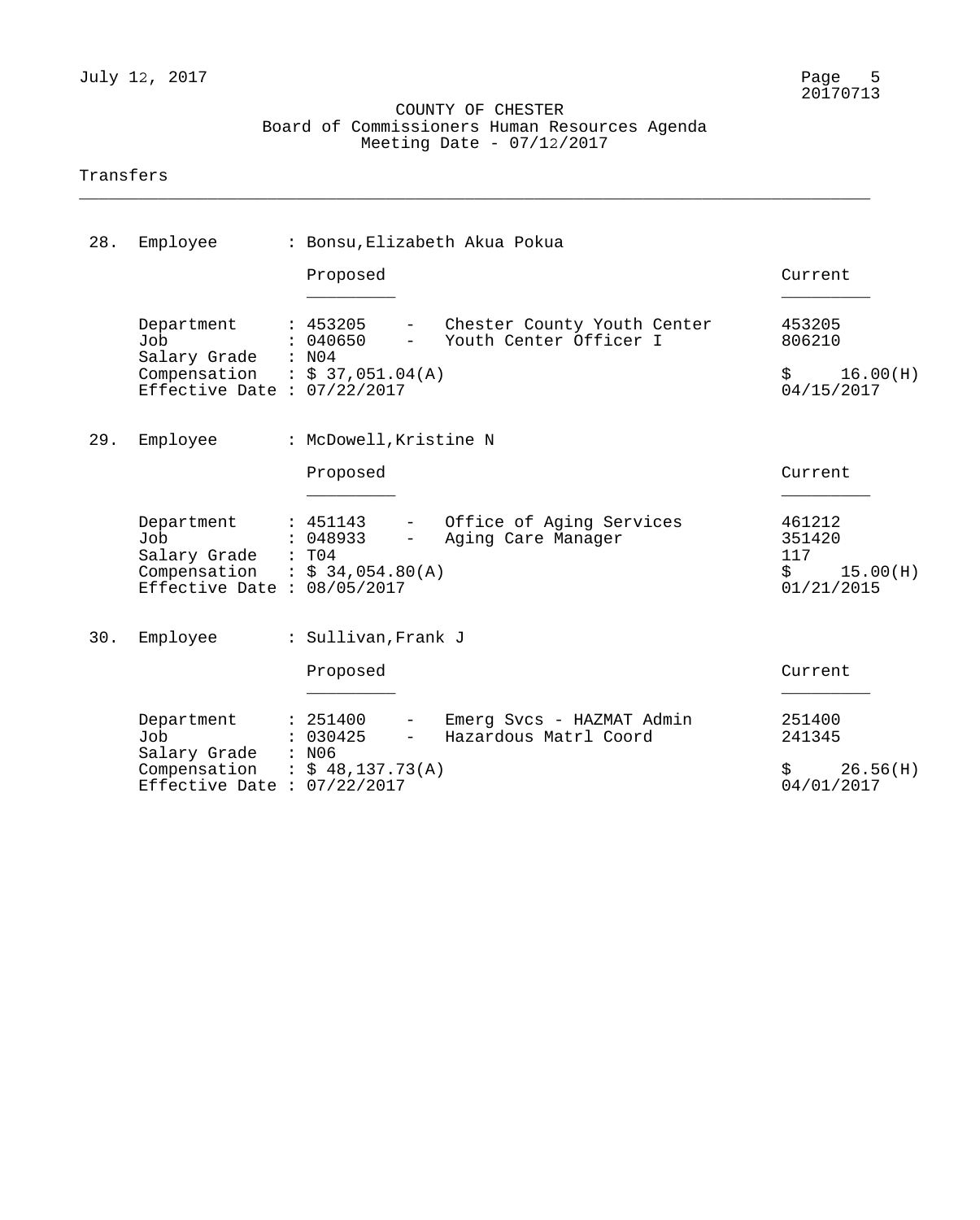COUNTY OF CHESTER
Board of Commissioners Human Resources Agenda
Meeting Date - 07/12/2017

## Transfers

**28. Employee : Bonsu,Elizabeth Akua Pokua**

| | Proposed | | Current |
|---|---|---|---|
| Department | 453205 | Chester County Youth Center | 453205 |
| Job | 040650 | Youth Center Officer I | 806210 |
| Salary Grade | N04 | | |
| Compensation | $ 37,051.04(A) | | $ 16.00(H) |
| Effective Date | 07/22/2017 | | 04/15/2017 |

**29. Employee : McDowell,Kristine N**

| | Proposed | | Current |
|---|---|---|---|
| Department | 451143 | Office of Aging Services | 461212 |
| Job | 048933 | Aging Care Manager | 351420 |
| Salary Grade | T04 | | 117 |
| Compensation | $ 34,054.80(A) | | $ 15.00(H) |
| Effective Date | 08/05/2017 | | 01/21/2015 |

**30. Employee : Sullivan,Frank J**

| | Proposed | | Current |
|---|---|---|---|
| Department | 251400 | Emerg Svcs - HAZMAT Admin | 251400 |
| Job | 030425 | Hazardous Matrl Coord | 241345 |
| Salary Grade | N06 | | |
| Compensation | $ 48,137.73(A) | | $ 26.56(H) |
| Effective Date | 07/22/2017 | | 04/01/2017 |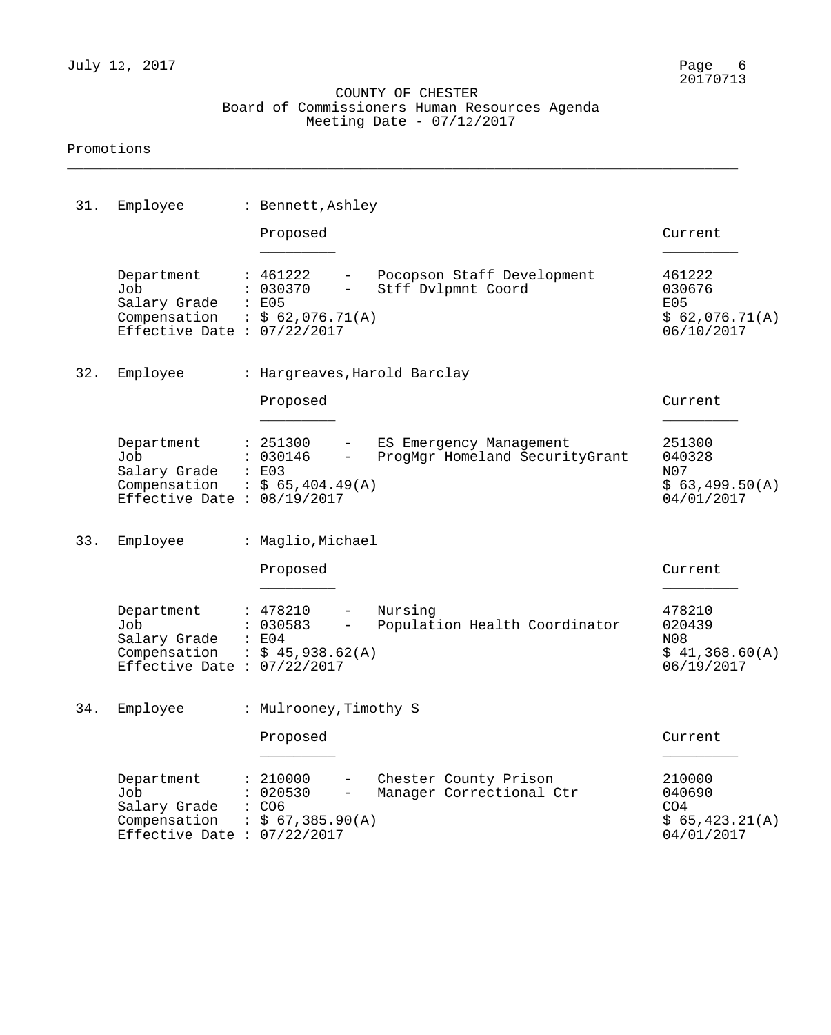COUNTY OF CHESTER
Board of Commissioners Human Resources Agenda
Meeting Date - 07/12/2017

Promotions

**31. Employee : Bennett,Ashley**

| | Proposed | | Current |
|---|---|---|---|
| Department | 461222 | Pocopson Staff Development | 461222 |
| Job | 030370 | Stff Dvlpmnt Coord | 030676 |
| Salary Grade | E05 | | E05 |
| Compensation | $ 62,076.71(A) | | $ 62,076.71(A) |
| Effective Date | 07/22/2017 | | 06/10/2017 |

**32. Employee : Hargreaves,Harold Barclay**

| | Proposed | | Current |
|---|---|---|---|
| Department | 251300 | ES Emergency Management | 251300 |
| Job | 030146 | ProgMgr Homeland SecurityGrant | 040328 |
| Salary Grade | E03 | | N07 |
| Compensation | $ 65,404.49(A) | | $ 63,499.50(A) |
| Effective Date | 08/19/2017 | | 04/01/2017 |

**33. Employee : Maglio,Michael**

| | Proposed | | Current |
|---|---|---|---|
| Department | 478210 | Nursing | 478210 |
| Job | 030583 | Population Health Coordinator | 020439 |
| Salary Grade | E04 | | N08 |
| Compensation | $ 45,938.62(A) | | $ 41,368.60(A) |
| Effective Date | 07/22/2017 | | 06/19/2017 |

**34. Employee : Mulrooney,Timothy S**

| | Proposed | | Current |
|---|---|---|---|
| Department | 210000 | Chester County Prison | 210000 |
| Job | 020530 | Manager Correctional Ctr | 040690 |
| Salary Grade | CO6 | | CO4 |
| Compensation | $ 67,385.90(A) | | $ 65,423.21(A) |
| Effective Date | 07/22/2017 | | 04/01/2017 |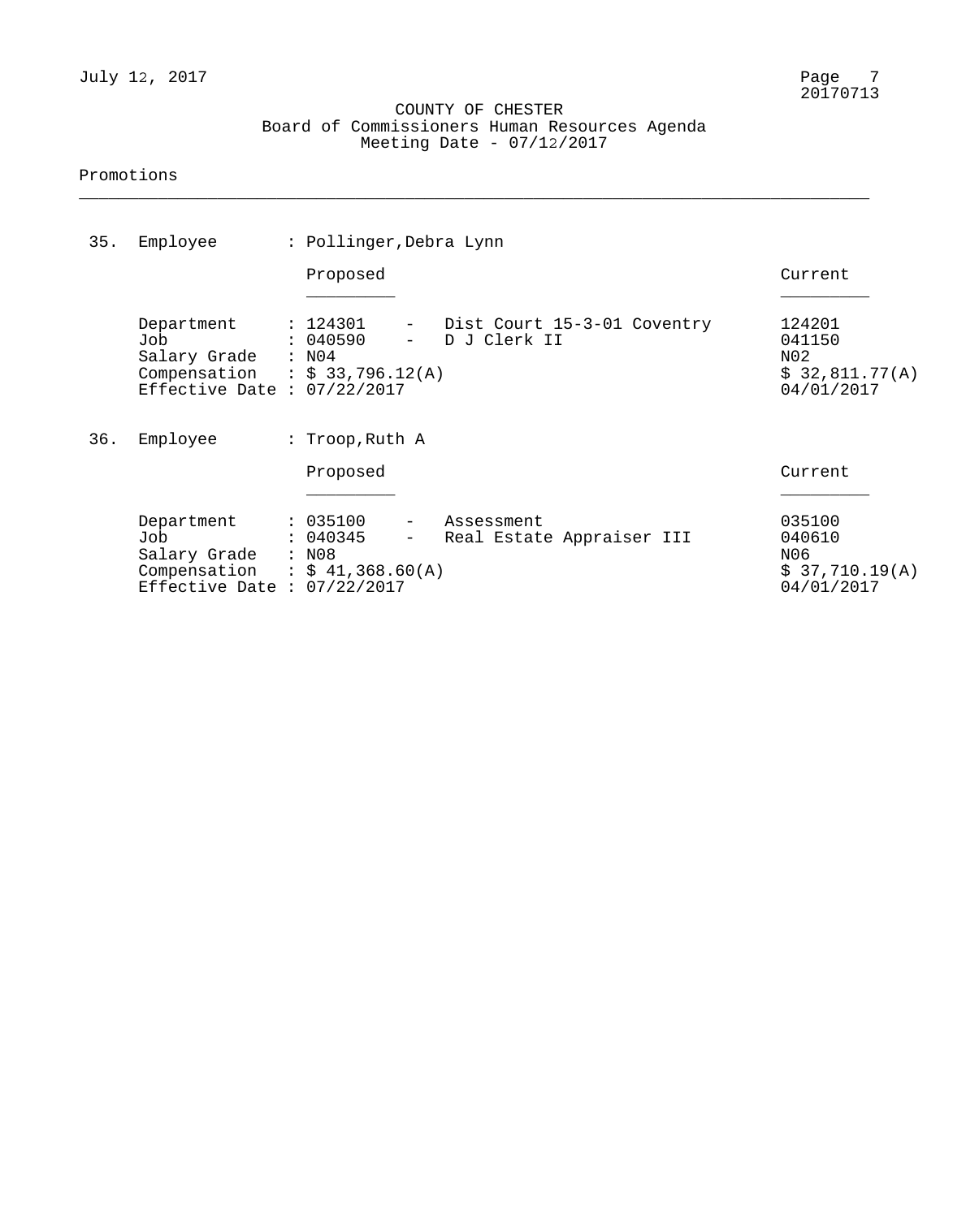COUNTY OF CHESTER
Board of Commissioners Human Resources Agenda
Meeting Date - 07/12/2017

Promotions

35. Employee : Pollinger,Debra Lynn

| | Proposed | Current |
|---|---|---|
| Department | : 124301 - Dist Court 15-3-01 Coventry | 124201 |
| Job | : 040590 - D J Clerk II | 041150 |
| Salary Grade | : N04 | N02 |
| Compensation | : $ 33,796.12(A) | $ 32,811.77(A) |
| Effective Date | : 07/22/2017 | 04/01/2017 |

36. Employee : Troop,Ruth A

| | Proposed | Current |
|---|---|---|
| Department | : 035100 - Assessment | 035100 |
| Job | : 040345 - Real Estate Appraiser III | 040610 |
| Salary Grade | : N08 | N06 |
| Compensation | : $ 41,368.60(A) | $ 37,710.19(A) |
| Effective Date | : 07/22/2017 | 04/01/2017 |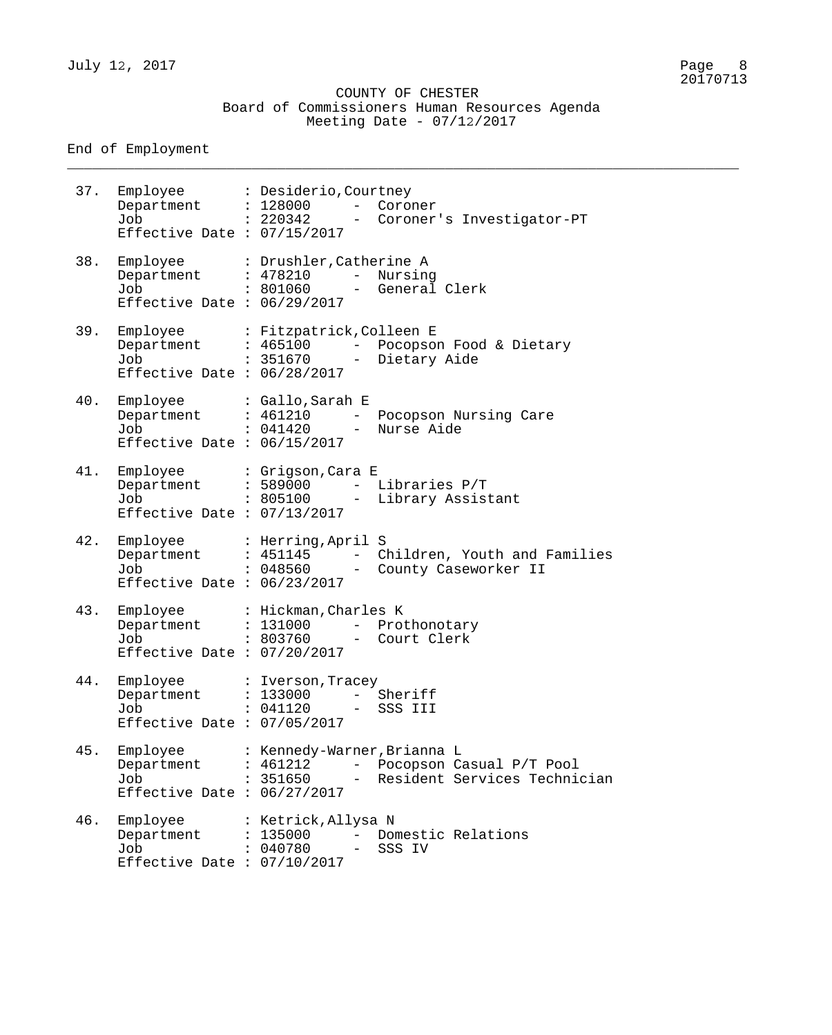COUNTY OF CHESTER
Board of Commissioners Human Resources Agenda
Meeting Date - 07/12/2017

## End of Employment

37. Employee : Desiderio,Courtney
    Department : 128000 - Coroner
    Job : 220342 - Coroner's Investigator-PT
    Effective Date : 07/15/2017

38. Employee : Drushler,Catherine A
    Department : 478210 - Nursing
    Job : 801060 - General Clerk
    Effective Date : 06/29/2017

39. Employee : Fitzpatrick,Colleen E
    Department : 465100 - Pocopson Food & Dietary
    Job : 351670 - Dietary Aide
    Effective Date : 06/28/2017

40. Employee : Gallo,Sarah E
    Department : 461210 - Pocopson Nursing Care
    Job : 041420 - Nurse Aide
    Effective Date : 06/15/2017

41. Employee : Grigson,Cara E
    Department : 589000 - Libraries P/T
    Job : 805100 - Library Assistant
    Effective Date : 07/13/2017

42. Employee : Herring,April S
    Department : 451145 - Children, Youth and Families
    Job : 048560 - County Caseworker II
    Effective Date : 06/23/2017

43. Employee : Hickman,Charles K
    Department : 131000 - Prothonotary
    Job : 803760 - Court Clerk
    Effective Date : 07/20/2017

44. Employee : Iverson,Tracey
    Department : 133000 - Sheriff
    Job : 041120 - SSS III
    Effective Date : 07/05/2017

45. Employee : Kennedy-Warner,Brianna L
    Department : 461212 - Pocopson Casual P/T Pool
    Job : 351650 - Resident Services Technician
    Effective Date : 06/27/2017

46. Employee : Ketrick,Allysa N
    Department : 135000 - Domestic Relations
    Job : 040780 - SSS IV
    Effective Date : 07/10/2017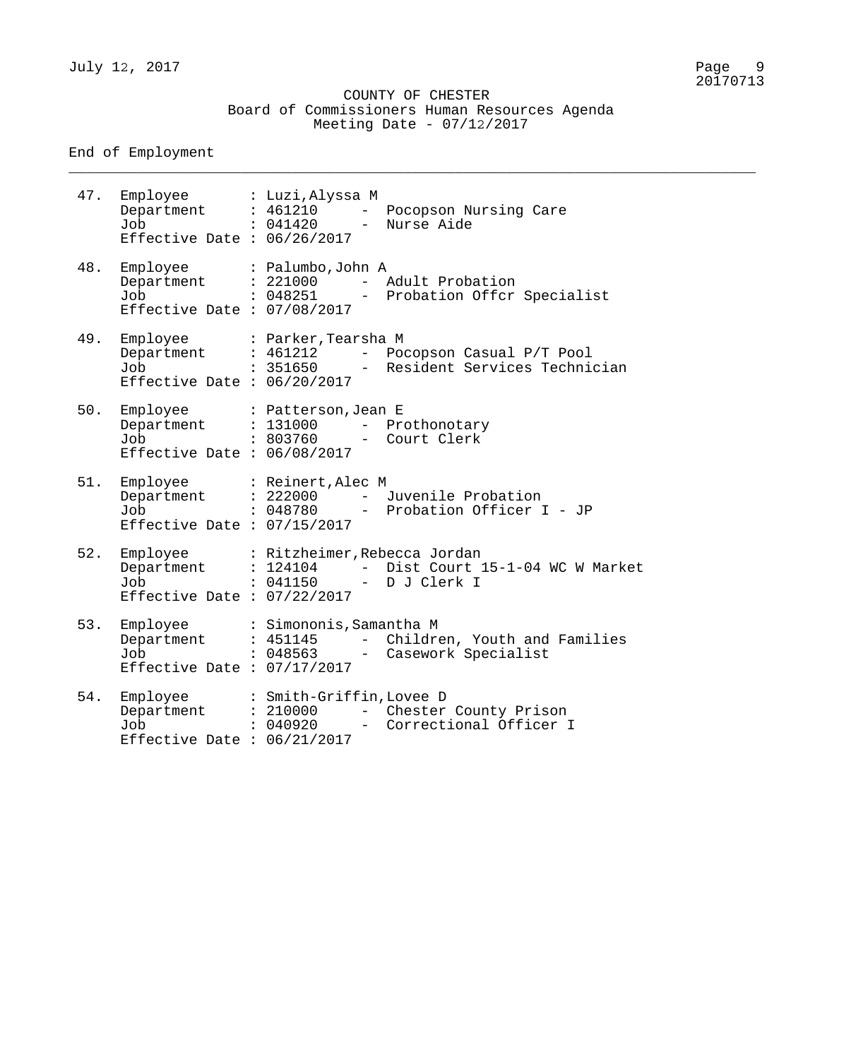# COUNTY OF CHESTER

## Board of Commissioners Human Resources Agenda

Meeting Date - 07/12/2017

### End of Employment

47. Employee : Luzi,Alyssa M
    Department : 461210 - Pocopson Nursing Care
    Job : 041420 - Nurse Aide
    Effective Date : 06/26/2017

48. Employee : Palumbo,John A
    Department : 221000 - Adult Probation
    Job : 048251 - Probation Offcr Specialist
    Effective Date : 07/08/2017

49. Employee : Parker,Tearsha M
    Department : 461212 - Pocopson Casual P/T Pool
    Job : 351650 - Resident Services Technician
    Effective Date : 06/20/2017

50. Employee : Patterson,Jean E
    Department : 131000 - Prothonotary
    Job : 803760 - Court Clerk
    Effective Date : 06/08/2017

51. Employee : Reinert,Alec M
    Department : 222000 - Juvenile Probation
    Job : 048780 - Probation Officer I - JP
    Effective Date : 07/15/2017

52. Employee : Ritzheimer,Rebecca Jordan
    Department : 124104 - Dist Court 15-1-04 WC W Market
    Job : 041150 - D J Clerk I
    Effective Date : 07/22/2017

53. Employee : Simononis,Samantha M
    Department : 451145 - Children, Youth and Families
    Job : 048563 - Casework Specialist
    Effective Date : 07/17/2017

54. Employee : Smith-Griffin,Lovee D
    Department : 210000 - Chester County Prison
    Job : 040920 - Correctional Officer I
    Effective Date : 06/21/2017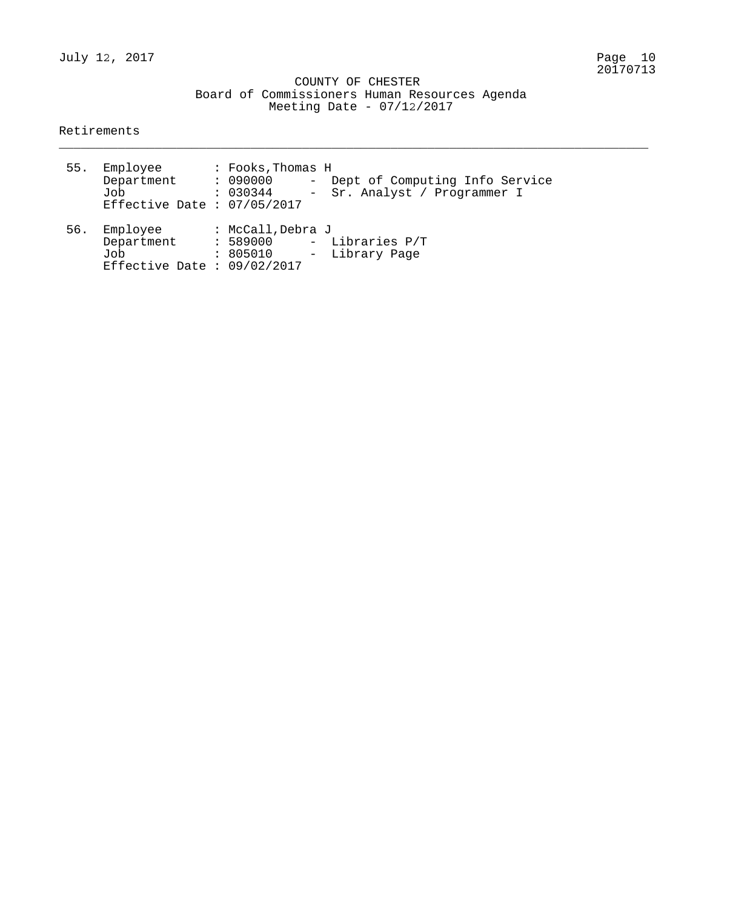COUNTY OF CHESTER
Board of Commissioners Human Resources Agenda
Meeting Date - 07/12/2017

## Retirements

55. Employee : Fooks,Thomas H
    Department : 090000 - Dept of Computing Info Service
    Job : 030344 - Sr. Analyst / Programmer I
    Effective Date : 07/05/2017

56. Employee : McCall,Debra J
    Department : 589000 - Libraries P/T
    Job : 805010 - Library Page
    Effective Date : 09/02/2017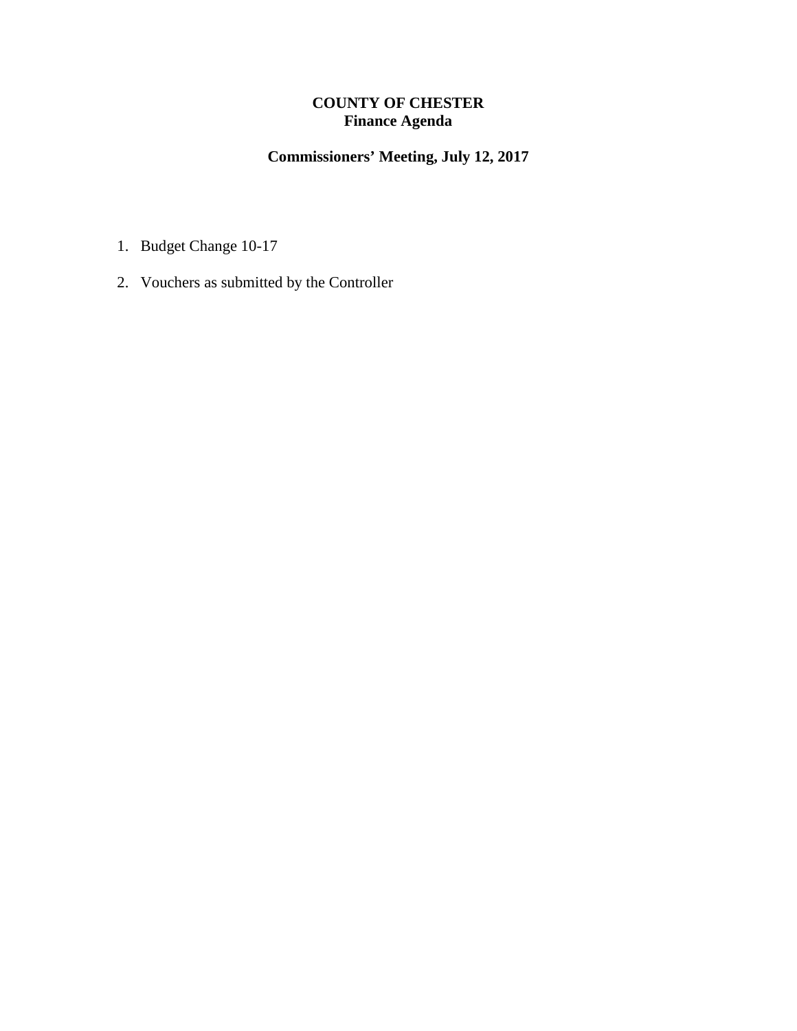**COUNTY OF CHESTER**
**Finance Agenda**

**Commissioners' Meeting, July 12, 2017**

1. Budget Change 10-17
2. Vouchers as submitted by the Controller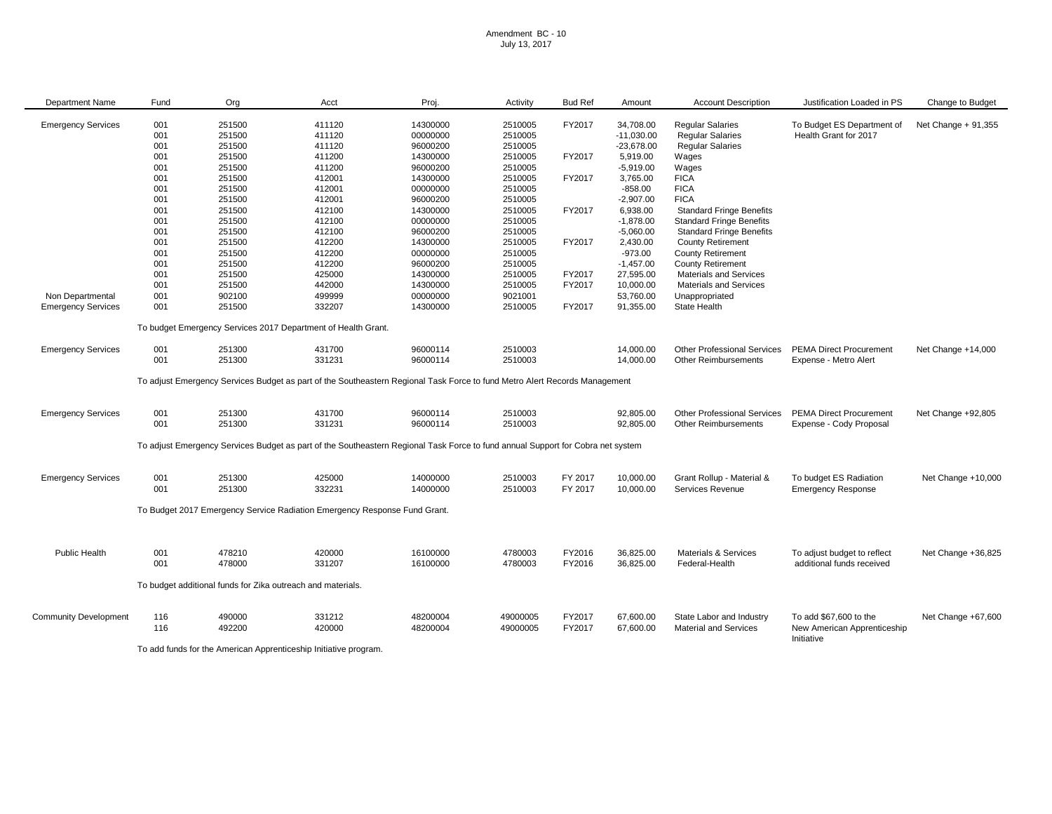Amendment BC - 10
July 13, 2017

| Department Name | Fund | Org | Acct | Proj. | Activity | Bud Ref | Amount | Account Description | Justification Loaded in PS | Change to Budget |
|---|---|---|---|---|---|---|---|---|---|---|
| Emergency Services | 001 | 251500 | 411120 | 14300000 | 2510005 | FY2017 | 34,708.00 | Regular Salaries | To Budget ES Department of Health Grant for 2017 | Net Change + 91,355 |
| | 001 | 251500 | 411120 | 00000000 | 2510005 | | -11,030.00 | Regular Salaries | | |
| | 001 | 251500 | 411120 | 96000200 | 2510005 | | -23,678.00 | Regular Salaries | | |
| | 001 | 251500 | 411200 | 14300000 | 2510005 | FY2017 | 5,919.00 | Wages | | |
| | 001 | 251500 | 411200 | 96000200 | 2510005 | | -5,919.00 | Wages | | |
| | 001 | 251500 | 412001 | 14300000 | 2510005 | FY2017 | 3,765.00 | FICA | | |
| | 001 | 251500 | 412001 | 00000000 | 2510005 | | -858.00 | FICA | | |
| | 001 | 251500 | 412001 | 96000200 | 2510005 | | -2,907.00 | FICA | | |
| | 001 | 251500 | 412100 | 14300000 | 2510005 | FY2017 | 6,938.00 | Standard Fringe Benefits | | |
| | 001 | 251500 | 412100 | 00000000 | 2510005 | | -1,878.00 | Standard Fringe Benefits | | |
| | 001 | 251500 | 412100 | 96000200 | 2510005 | | -5,060.00 | Standard Fringe Benefits | | |
| | 001 | 251500 | 412200 | 14300000 | 2510005 | FY2017 | 2,430.00 | County Retirement | | |
| | 001 | 251500 | 412200 | 00000000 | 2510005 | | -973.00 | County Retirement | | |
| | 001 | 251500 | 412200 | 96000200 | 2510005 | | -1,457.00 | County Retirement | | |
| | 001 | 251500 | 425000 | 14300000 | 2510005 | FY2017 | 27,595.00 | Materials and Services | | |
| | 001 | 251500 | 442000 | 14300000 | 2510005 | FY2017 | 10,000.00 | Materials and Services | | |
| Non Departmental | 001 | 902100 | 499999 | 00000000 | 9021001 | | 53,760.00 | Unappropriated | | |
| Emergency Services | 001 | 251500 | 332207 | 14300000 | 2510005 | FY2017 | 91,355.00 | State Health | | |
| | To budget Emergency Services 2017 Department of Health Grant. | | | | | | | | | |
| Emergency Services | 001 | 251300 | 431700 | 96000114 | 2510003 | | 14,000.00 | Other Professional Services | PEMA Direct Procurement Expense - Metro Alert | Net Change +14,000 |
| | 001 | 251300 | 331231 | 96000114 | 2510003 | | 14,000.00 | Other Reimbursements | | |
| | To adjust Emergency Services Budget as part of the Southeastern Regional Task Force to fund Metro Alert Records Management | | | | | | | | | |
| Emergency Services | 001 | 251300 | 431700 | 96000114 | 2510003 | | 92,805.00 | Other Professional Services | PEMA Direct Procurement Expense - Cody Proposal | Net Change +92,805 |
| | 001 | 251300 | 331231 | 96000114 | 2510003 | | 92,805.00 | Other Reimbursements | | |
| | To adjust Emergency Services Budget as part of the Southeastern Regional Task Force to fund annual Support for Cobra net system | | | | | | | | | |
| Emergency Services | 001 | 251300 | 425000 | 14000000 | 2510003 | FY 2017 | 10,000.00 | Grant Rollup - Material & | To budget ES Radiation Emergency Response | Net Change +10,000 |
| | 001 | 251300 | 332231 | 14000000 | 2510003 | FY 2017 | 10,000.00 | Services Revenue | | |
| | To Budget 2017 Emergency Service Radiation Emergency Response Fund Grant. | | | | | | | | | |
| Public Health | 001 | 478210 | 420000 | 16100000 | 4780003 | FY2016 | 36,825.00 | Materials & Services | To adjust budget to reflect additional funds received | Net Change +36,825 |
| | 001 | 478000 | 331207 | 16100000 | 4780003 | FY2016 | 36,825.00 | Federal-Health | | |
| | To budget additional funds for Zika outreach and materials. | | | | | | | | | |
| Community Development | 116 | 490000 | 331212 | 48200004 | 49000005 | FY2017 | 67,600.00 | State Labor and Industry | To add $67,600 to the New American Apprenticeship Initiative | Net Change +67,600 |
| | 116 | 492200 | 420000 | 48200004 | 49000005 | FY2017 | 67,600.00 | Material and Services | | |
| | To add funds for the American Apprenticeship Initiative program. | | | | | | | | | |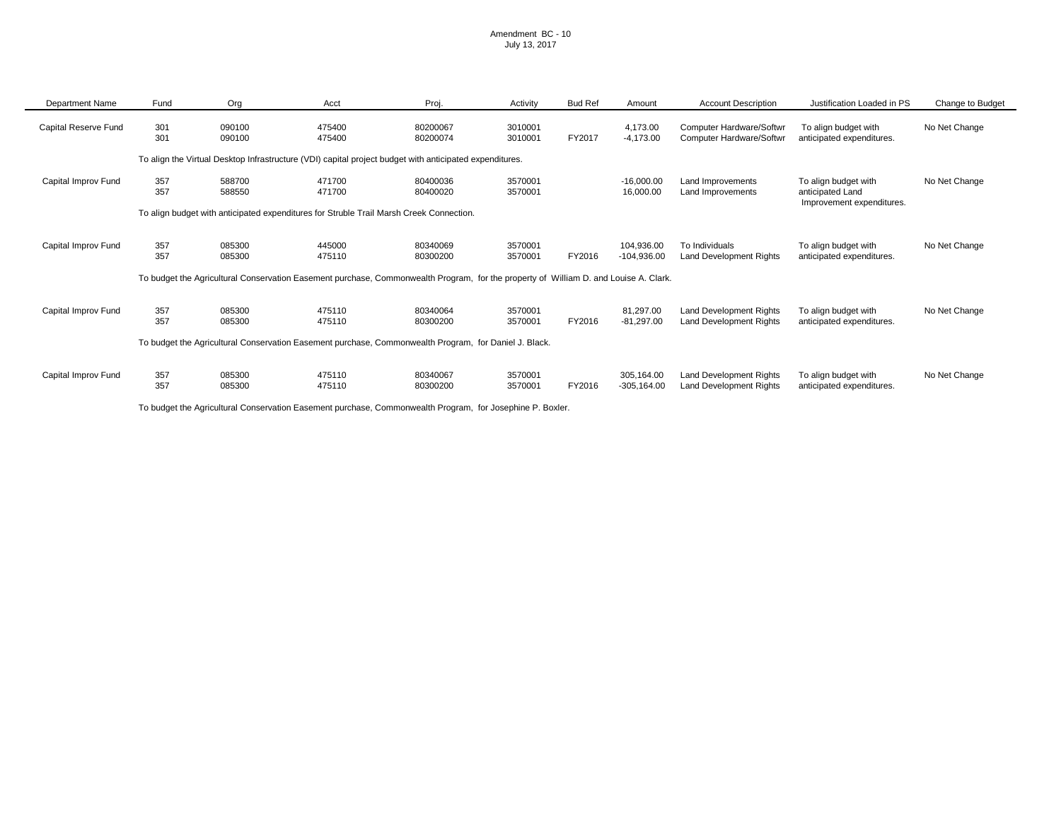Amendment BC - 10
July 13, 2017

| Department Name | Fund | Org | Acct | Proj. | Activity | Bud Ref | Amount | Account Description | Justification Loaded in PS | Change to Budget |
|---|---|---|---|---|---|---|---|---|---|---|
| Capital Reserve Fund | 301 | 090100 | 475400 | 80200067 | 3010001 | | 4,173.00 | Computer Hardware/Softwr | To align budget with anticipated expenditures. | No Net Change |
| | 301 | 090100 | 475400 | 80200074 | 3010001 | FY2017 | -4,173.00 | Computer Hardware/Softwr | | |
| | To align the Virtual Desktop Infrastructure (VDI) capital project budget with anticipated expenditures. | | | | | | | | | |
| Capital Improv Fund | 357 | 588700 | 471700 | 80400036 | 3570001 | | -16,000.00 | Land Improvements | To align budget with anticipated Land Improvement expenditures. | No Net Change |
| | 357 | 588550 | 471700 | 80400020 | 3570001 | | 16,000.00 | Land Improvements | | |
| | To align budget with anticipated expenditures for Struble Trail Marsh Creek Connection. | | | | | | | | | |
| Capital Improv Fund | 357 | 085300 | 445000 | 80340069 | 3570001 | | 104,936.00 | To Individuals | To align budget with anticipated expenditures. | No Net Change |
| | 357 | 085300 | 475110 | 80300200 | 3570001 | FY2016 | -104,936.00 | Land Development Rights | | |
| | To budget the Agricultural Conservation Easement purchase, Commonwealth Program, for the property of William D. and Louise A. Clark. | | | | | | | | | |
| Capital Improv Fund | 357 | 085300 | 475110 | 80340064 | 3570001 | | 81,297.00 | Land Development Rights | To align budget with anticipated expenditures. | No Net Change |
| | 357 | 085300 | 475110 | 80300200 | 3570001 | FY2016 | -81,297.00 | Land Development Rights | | |
| | To budget the Agricultural Conservation Easement purchase, Commonwealth Program, for Daniel J. Black. | | | | | | | | | |
| Capital Improv Fund | 357 | 085300 | 475110 | 80340067 | 3570001 | | 305,164.00 | Land Development Rights | To align budget with anticipated expenditures. | No Net Change |
| | 357 | 085300 | 475110 | 80300200 | 3570001 | FY2016 | -305,164.00 | Land Development Rights | | |
| | To budget the Agricultural Conservation Easement purchase, Commonwealth Program, for Josephine P. Boxler. | | | | | | | | | |